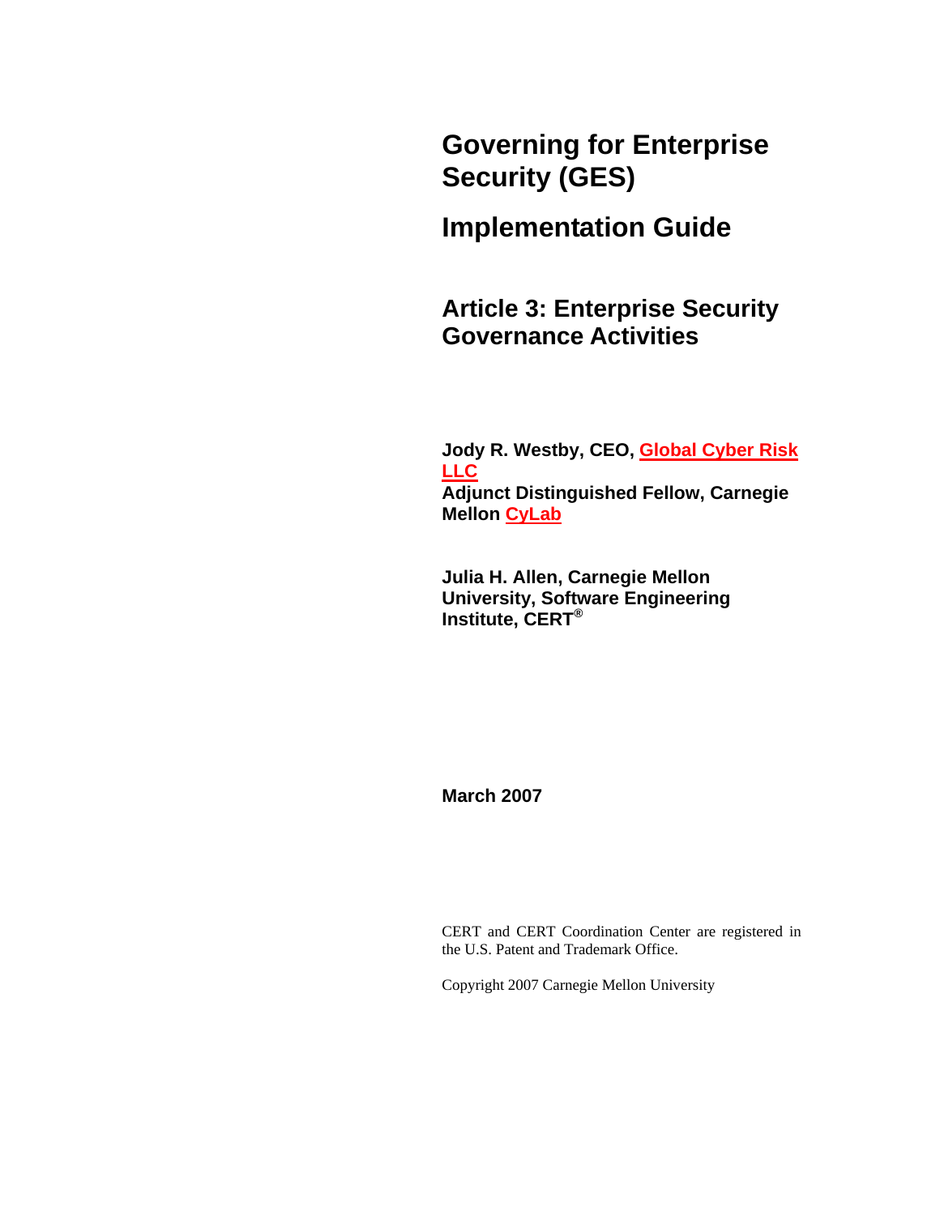# Governing for Enterprise Security (GES)

# Implementation Guide

## Article 3: Enterprise Security Governance Activities

**Jody R. Westby, CEO, Global Cyber Risk LLC**
**Adjunct Distinguished Fellow, Carnegie Mellon CyLab**

**Julia H. Allen, Carnegie Mellon University, Software Engineering Institute, CERT®**

**March 2007**

CERT and CERT Coordination Center are registered in the U.S. Patent and Trademark Office.

Copyright 2007 Carnegie Mellon University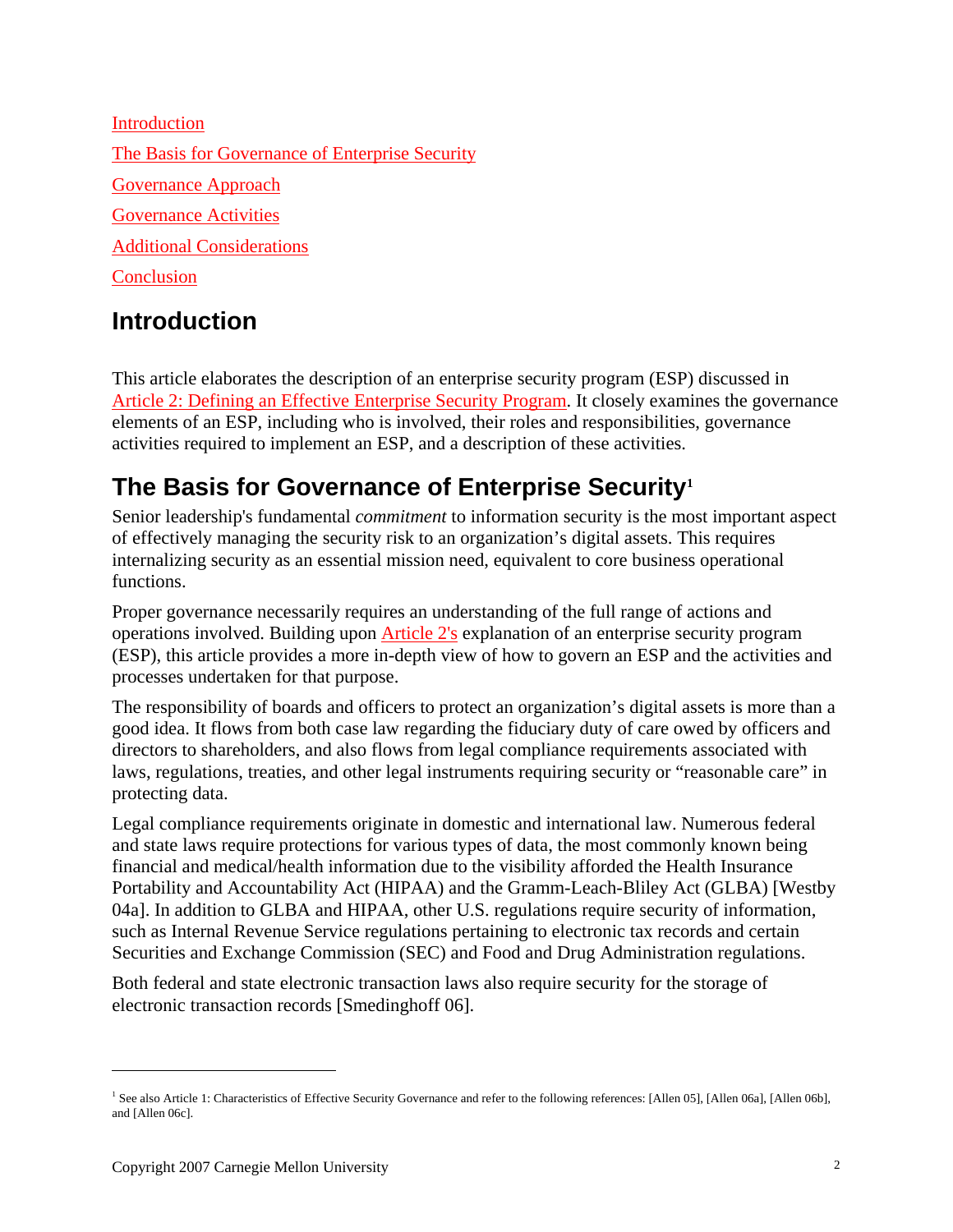Introduction

The Basis for Governance of Enterprise Security

Governance Approach

Governance Activities

Additional Considerations

Conclusion

## Introduction

This article elaborates the description of an enterprise security program (ESP) discussed in Article 2: Defining an Effective Enterprise Security Program. It closely examines the governance elements of an ESP, including who is involved, their roles and responsibilities, governance activities required to implement an ESP, and a description of these activities.

## The Basis for Governance of Enterprise Security[1]

Senior leadership's fundamental *commitment* to information security is the most important aspect of effectively managing the security risk to an organization's digital assets. This requires internalizing security as an essential mission need, equivalent to core business operational functions.

Proper governance necessarily requires an understanding of the full range of actions and operations involved. Building upon Article 2's explanation of an enterprise security program (ESP), this article provides a more in-depth view of how to govern an ESP and the activities and processes undertaken for that purpose.

The responsibility of boards and officers to protect an organization's digital assets is more than a good idea. It flows from both case law regarding the fiduciary duty of care owed by officers and directors to shareholders, and also flows from legal compliance requirements associated with laws, regulations, treaties, and other legal instruments requiring security or "reasonable care" in protecting data.

Legal compliance requirements originate in domestic and international law. Numerous federal and state laws require protections for various types of data, the most commonly known being financial and medical/health information due to the visibility afforded the Health Insurance Portability and Accountability Act (HIPAA) and the Gramm-Leach-Bliley Act (GLBA) [Westby 04a]. In addition to GLBA and HIPAA, other U.S. regulations require security of information, such as Internal Revenue Service regulations pertaining to electronic tax records and certain Securities and Exchange Commission (SEC) and Food and Drug Administration regulations.

Both federal and state electronic transaction laws also require security for the storage of electronic transaction records [Smedinghoff 06].

---

[1] See also Article 1: Characteristics of Effective Security Governance and refer to the following references: [Allen 05], [Allen 06a], [Allen 06b], and [Allen 06c].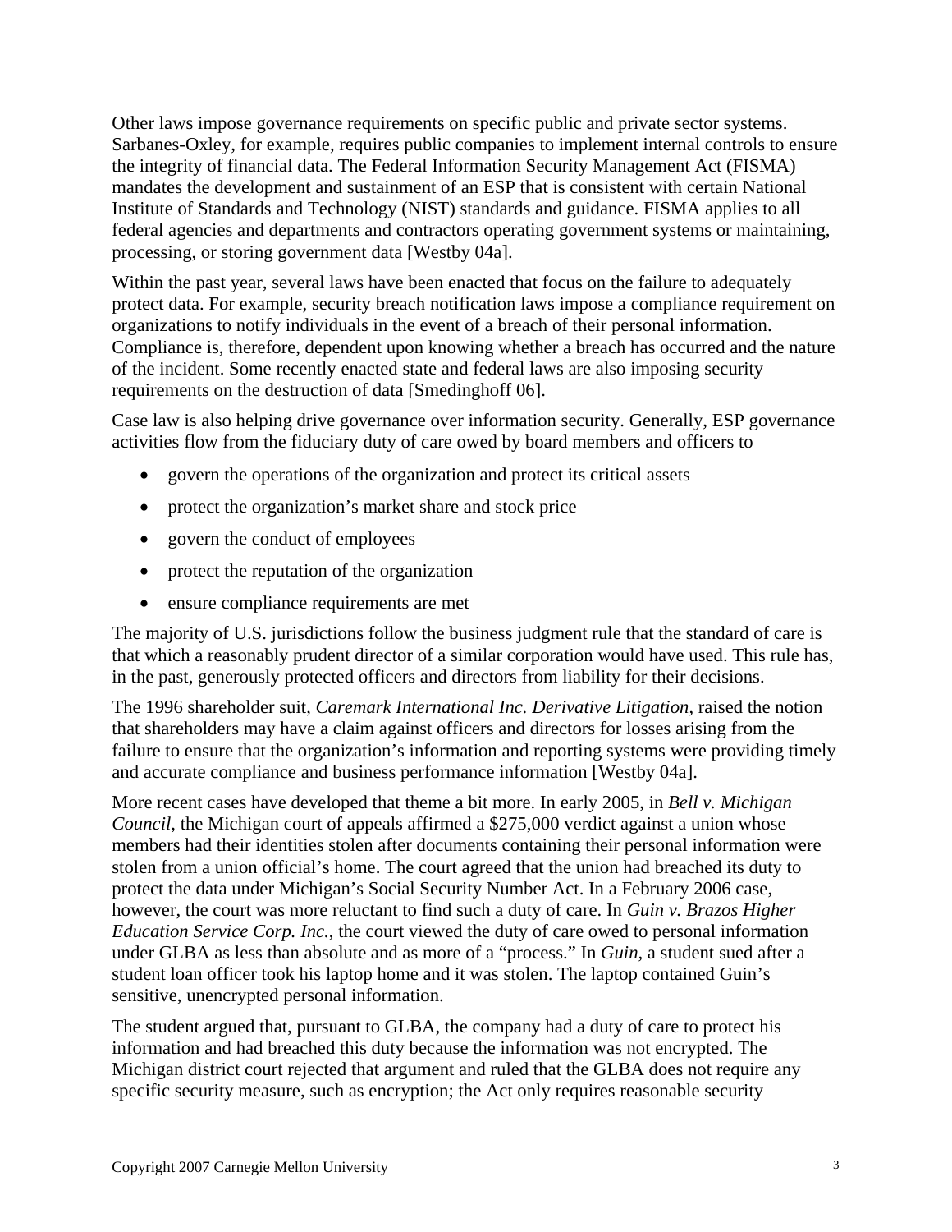Other laws impose governance requirements on specific public and private sector systems. Sarbanes-Oxley, for example, requires public companies to implement internal controls to ensure the integrity of financial data. The Federal Information Security Management Act (FISMA) mandates the development and sustainment of an ESP that is consistent with certain National Institute of Standards and Technology (NIST) standards and guidance. FISMA applies to all federal agencies and departments and contractors operating government systems or maintaining, processing, or storing government data [Westby 04a].

Within the past year, several laws have been enacted that focus on the failure to adequately protect data. For example, security breach notification laws impose a compliance requirement on organizations to notify individuals in the event of a breach of their personal information. Compliance is, therefore, dependent upon knowing whether a breach has occurred and the nature of the incident. Some recently enacted state and federal laws are also imposing security requirements on the destruction of data [Smedinghoff 06].

Case law is also helping drive governance over information security. Generally, ESP governance activities flow from the fiduciary duty of care owed by board members and officers to

- govern the operations of the organization and protect its critical assets
- protect the organization's market share and stock price
- govern the conduct of employees
- protect the reputation of the organization
- ensure compliance requirements are met

The majority of U.S. jurisdictions follow the business judgment rule that the standard of care is that which a reasonably prudent director of a similar corporation would have used. This rule has, in the past, generously protected officers and directors from liability for their decisions.

The 1996 shareholder suit, *Caremark International Inc. Derivative Litigation*, raised the notion that shareholders may have a claim against officers and directors for losses arising from the failure to ensure that the organization's information and reporting systems were providing timely and accurate compliance and business performance information [Westby 04a].

More recent cases have developed that theme a bit more. In early 2005, in *Bell v. Michigan Council*, the Michigan court of appeals affirmed a $275,000 verdict against a union whose members had their identities stolen after documents containing their personal information were stolen from a union official's home. The court agreed that the union had breached its duty to protect the data under Michigan's Social Security Number Act. In a February 2006 case, however, the court was more reluctant to find such a duty of care. In *Guin v. Brazos Higher Education Service Corp. Inc.*, the court viewed the duty of care owed to personal information under GLBA as less than absolute and as more of a "process." In *Guin*, a student sued after a student loan officer took his laptop home and it was stolen. The laptop contained Guin's sensitive, unencrypted personal information.

The student argued that, pursuant to GLBA, the company had a duty of care to protect his information and had breached this duty because the information was not encrypted. The Michigan district court rejected that argument and ruled that the GLBA does not require any specific security measure, such as encryption; the Act only requires reasonable security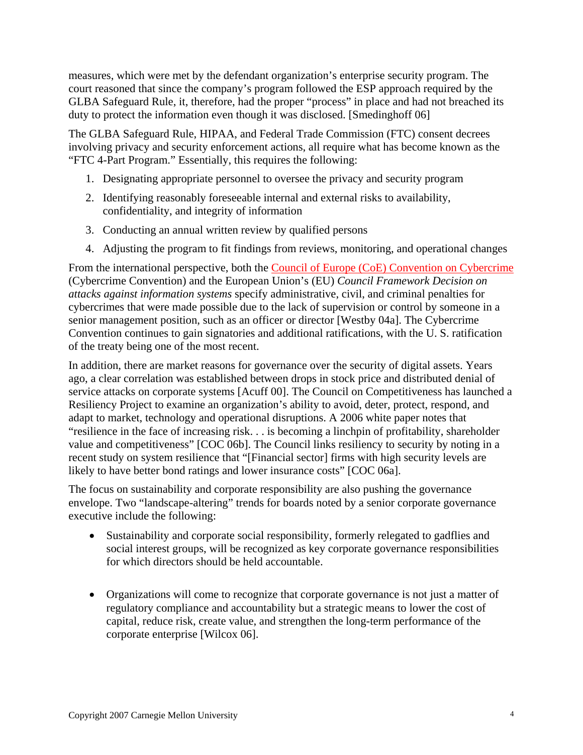measures, which were met by the defendant organization's enterprise security program. The court reasoned that since the company's program followed the ESP approach required by the GLBA Safeguard Rule, it, therefore, had the proper "process" in place and had not breached its duty to protect the information even though it was disclosed. [Smedinghoff 06]

The GLBA Safeguard Rule, HIPAA, and Federal Trade Commission (FTC) consent decrees involving privacy and security enforcement actions, all require what has become known as the "FTC 4-Part Program." Essentially, this requires the following:

1. Designating appropriate personnel to oversee the privacy and security program
2. Identifying reasonably foreseeable internal and external risks to availability, confidentiality, and integrity of information
3. Conducting an annual written review by qualified persons
4. Adjusting the program to fit findings from reviews, monitoring, and operational changes

From the international perspective, both the Council of Europe (CoE) Convention on Cybercrime (Cybercrime Convention) and the European Union's (EU) *Council Framework Decision on attacks against information systems* specify administrative, civil, and criminal penalties for cybercrimes that were made possible due to the lack of supervision or control by someone in a senior management position, such as an officer or director [Westby 04a]. The Cybercrime Convention continues to gain signatories and additional ratifications, with the U. S. ratification of the treaty being one of the most recent.

In addition, there are market reasons for governance over the security of digital assets. Years ago, a clear correlation was established between drops in stock price and distributed denial of service attacks on corporate systems [Acuff 00]. The Council on Competitiveness has launched a Resiliency Project to examine an organization's ability to avoid, deter, protect, respond, and adapt to market, technology and operational disruptions. A 2006 white paper notes that "resilience in the face of increasing risk. . . is becoming a linchpin of profitability, shareholder value and competitiveness" [COC 06b]. The Council links resiliency to security by noting in a recent study on system resilience that "[Financial sector] firms with high security levels are likely to have better bond ratings and lower insurance costs" [COC 06a].

The focus on sustainability and corporate responsibility are also pushing the governance envelope. Two "landscape-altering" trends for boards noted by a senior corporate governance executive include the following:

- Sustainability and corporate social responsibility, formerly relegated to gadflies and social interest groups, will be recognized as key corporate governance responsibilities for which directors should be held accountable.

- Organizations will come to recognize that corporate governance is not just a matter of regulatory compliance and accountability but a strategic means to lower the cost of capital, reduce risk, create value, and strengthen the long-term performance of the corporate enterprise [Wilcox 06].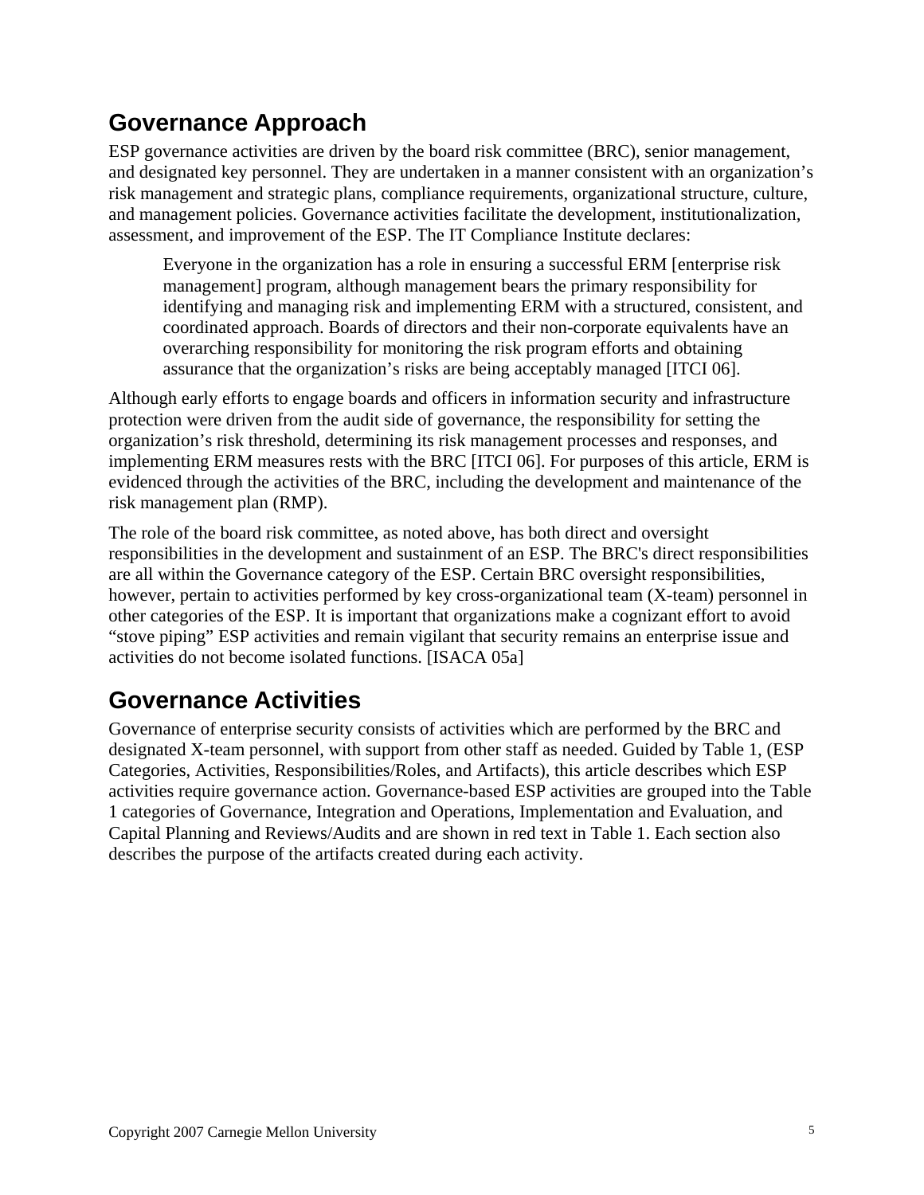## Governance Approach

ESP governance activities are driven by the board risk committee (BRC), senior management, and designated key personnel. They are undertaken in a manner consistent with an organization's risk management and strategic plans, compliance requirements, organizational structure, culture, and management policies. Governance activities facilitate the development, institutionalization, assessment, and improvement of the ESP. The IT Compliance Institute declares:

> Everyone in the organization has a role in ensuring a successful ERM [enterprise risk management] program, although management bears the primary responsibility for identifying and managing risk and implementing ERM with a structured, consistent, and coordinated approach. Boards of directors and their non-corporate equivalents have an overarching responsibility for monitoring the risk program efforts and obtaining assurance that the organization's risks are being acceptably managed [ITCI 06].

Although early efforts to engage boards and officers in information security and infrastructure protection were driven from the audit side of governance, the responsibility for setting the organization's risk threshold, determining its risk management processes and responses, and implementing ERM measures rests with the BRC [ITCI 06]. For purposes of this article, ERM is evidenced through the activities of the BRC, including the development and maintenance of the risk management plan (RMP).

The role of the board risk committee, as noted above, has both direct and oversight responsibilities in the development and sustainment of an ESP. The BRC's direct responsibilities are all within the Governance category of the ESP. Certain BRC oversight responsibilities, however, pertain to activities performed by key cross-organizational team (X-team) personnel in other categories of the ESP. It is important that organizations make a cognizant effort to avoid "stove piping" ESP activities and remain vigilant that security remains an enterprise issue and activities do not become isolated functions. [ISACA 05a]

## Governance Activities

Governance of enterprise security consists of activities which are performed by the BRC and designated X-team personnel, with support from other staff as needed. Guided by Table 1, (ESP Categories, Activities, Responsibilities/Roles, and Artifacts), this article describes which ESP activities require governance action. Governance-based ESP activities are grouped into the Table 1 categories of Governance, Integration and Operations, Implementation and Evaluation, and Capital Planning and Reviews/Audits and are shown in red text in Table 1. Each section also describes the purpose of the artifacts created during each activity.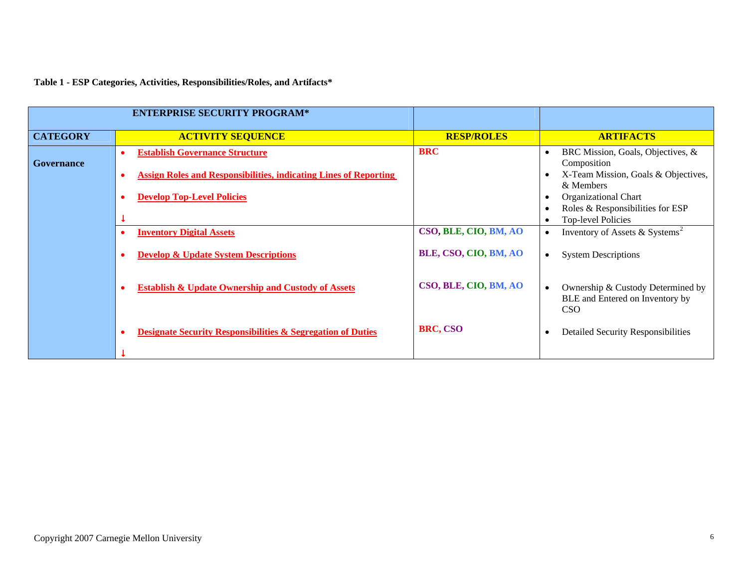**Table 1 - ESP Categories, Activities, Responsibilities/Roles, and Artifacts***

| ENTERPRISE SECURITY PROGRAM* | | | |
|---|---|---|---|
| **CATEGORY** | **ACTIVITY SEQUENCE** | **RESP/ROLES** | **ARTIFACTS** |
| **Governance** | • **Establish Governance Structure**<br>• **Assign Roles and Responsibilities, indicating Lines of Reporting**<br>• **Develop Top-Level Policies**<br>↓ | **BRC** | • BRC Mission, Goals, Objectives, & Composition<br>• X-Team Mission, Goals & Objectives, & Members<br>• Organizational Chart<br>• Roles & Responsibilities for ESP<br>• Top-level Policies |
| | • **Inventory Digital Assets** | **CSO, BLE, CIO, BM, AO** | • Inventory of Assets & Systems[2] |
| | • **Develop & Update System Descriptions** | **BLE, CSO, CIO, BM, AO** | • System Descriptions |
| | • **Establish & Update Ownership and Custody of Assets** | **CSO, BLE, CIO, BM, AO** | • Ownership & Custody Determined by BLE and Entered on Inventory by CSO |
| | • **Designate Security Responsibilities & Segregation of Duties**<br>↓ | **BRC, CSO** | • Detailed Security Responsibilities |

Copyright 2007 Carnegie Mellon University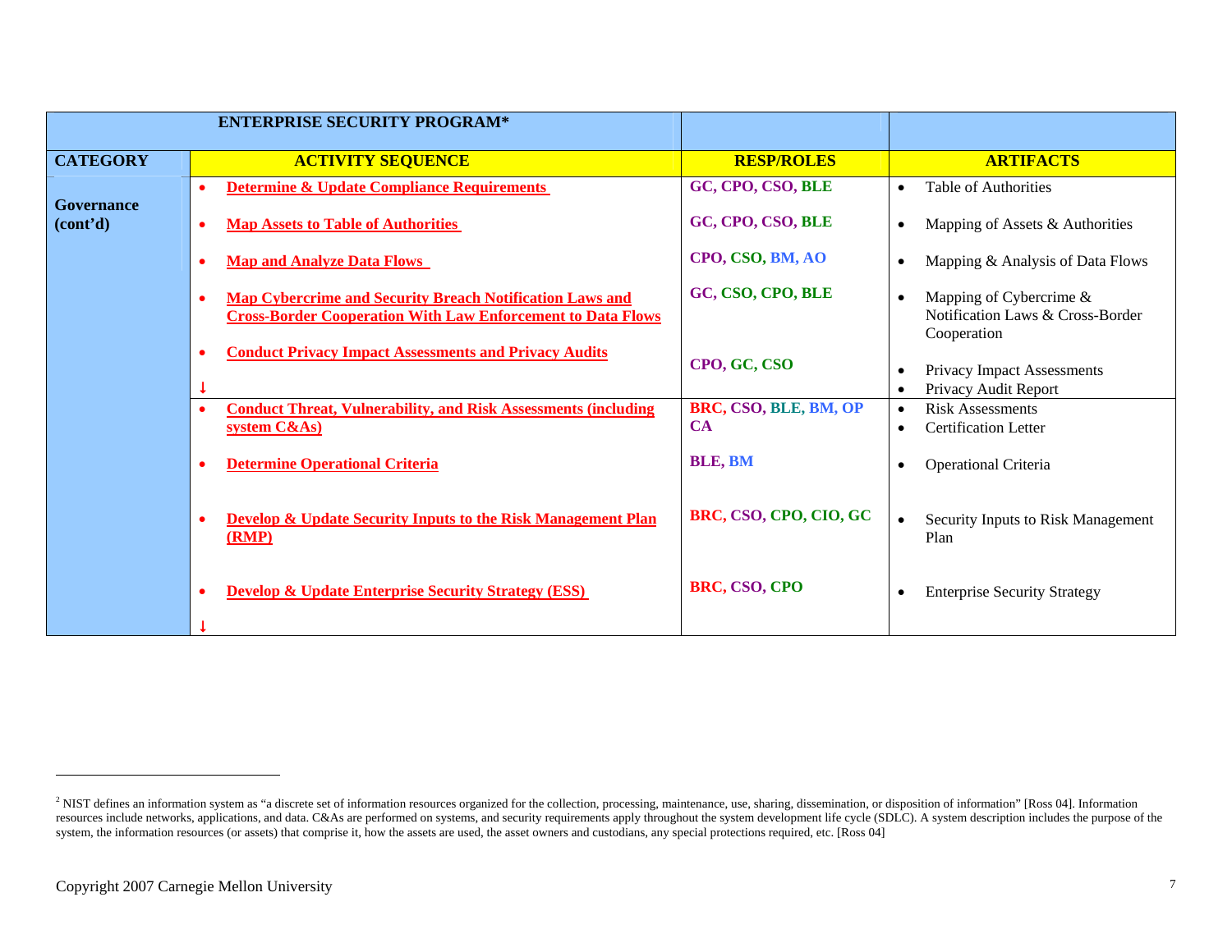| ENTERPRISE SECURITY PROGRAM* | | | |
|---|---|---|---|
| **CATEGORY** | **ACTIVITY SEQUENCE** | **RESP/ROLES** | **ARTIFACTS** |
| **Governance (cont'd)** | • **Determine & Update Compliance Requirements** | **GC, CPO, CSO, BLE** | • Table of Authorities |
| | • **Map Assets to Table of Authorities** | **GC, CPO, CSO, BLE** | • Mapping of Assets & Authorities |
| | • **Map and Analyze Data Flows** | **CPO, CSO, BM, AO** | • Mapping & Analysis of Data Flows |
| | • **Map Cybercrime and Security Breach Notification Laws and Cross-Border Cooperation With Law Enforcement to Data Flows** | **GC, CSO, CPO, BLE** | • Mapping of Cybercrime & Notification Laws & Cross-Border Cooperation |
| | • **Conduct Privacy Impact Assessments and Privacy Audits** ↓ | **CPO, GC, CSO** | • Privacy Impact Assessments • Privacy Audit Report |
| | • **Conduct Threat, Vulnerability, and Risk Assessments (including system C&As)** | **BRC, CSO, BLE, BM, OP CA** | • Risk Assessments • Certification Letter |
| | • **Determine Operational Criteria** | **BLE, BM** | • Operational Criteria |
| | • **Develop & Update Security Inputs to the Risk Management Plan (RMP)** | **BRC, CSO, CPO, CIO, GC** | • Security Inputs to Risk Management Plan |
| | • **Develop & Update Enterprise Security Strategy (ESS)** ↓ | **BRC, CSO, CPO** | • Enterprise Security Strategy |

[2] NIST defines an information system as "a discrete set of information resources organized for the collection, processing, maintenance, use, sharing, dissemination, or disposition of information" [Ross 04]. Information resources include networks, applications, and data. C&As are performed on systems, and security requirements apply throughout the system development life cycle (SDLC). A system description includes the purpose of the system, the information resources (or assets) that comprise it, how the assets are used, the asset owners and custodians, any special protections required, etc. [Ross 04]

Copyright 2007 Carnegie Mellon University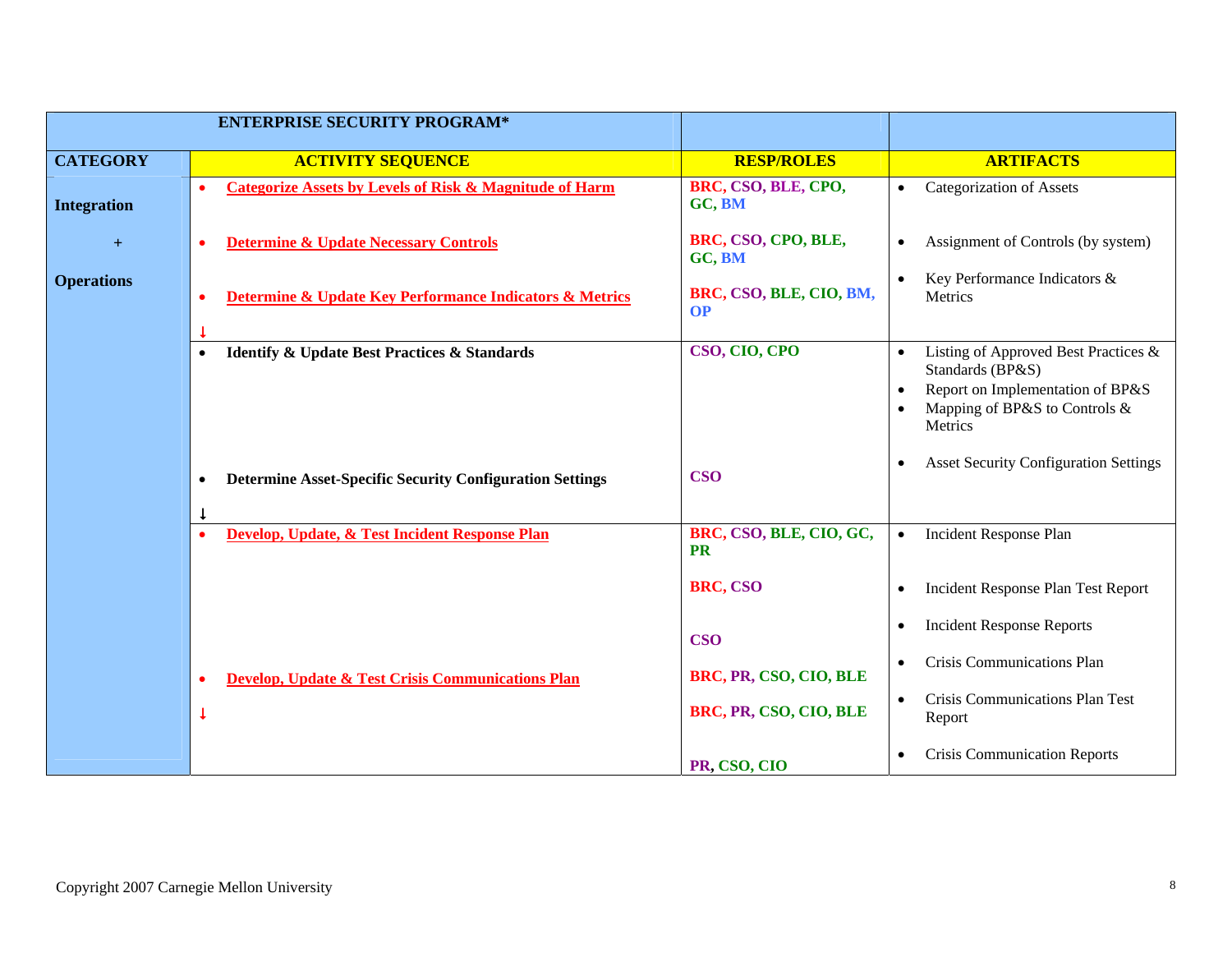| ENTERPRISE SECURITY PROGRAM* | | | |
|---|---|---|---|
| **CATEGORY** | **ACTIVITY SEQUENCE** | **RESP/ROLES** | **ARTIFACTS** |
| **Integration + Operations** | • **Categorize Assets by Levels of Risk & Magnitude of Harm** | **BRC, CSO, BLE, CPO, GC, BM** | • Categorization of Assets |
| | • **Determine & Update Necessary Controls** | **BRC, CSO, CPO, BLE, GC, BM** | • Assignment of Controls (by system) |
| | • **Determine & Update Key Performance Indicators & Metrics** ↓ | **BRC, CSO, BLE, CIO, BM, OP** | • Key Performance Indicators & Metrics |
| | • **Identify & Update Best Practices & Standards** | **CSO, CIO, CPO** | • Listing of Approved Best Practices & Standards (BP&S) • Report on Implementation of BP&S • Mapping of BP&S to Controls & Metrics |
| | • **Determine Asset-Specific Security Configuration Settings** ↓ | **CSO** | • Asset Security Configuration Settings |
| | • **Develop, Update, & Test Incident Response Plan** | **BRC, CSO, BLE, CIO, GC, PR** | • Incident Response Plan |
| | | **BRC, CSO** | • Incident Response Plan Test Report |
| | | **CSO** | • Incident Response Reports |
| | • **Develop, Update & Test Crisis Communications Plan** | **BRC, PR, CSO, CIO, BLE** | • Crisis Communications Plan |
| | ↓ | **BRC, PR, CSO, CIO, BLE** | • Crisis Communications Plan Test Report |
| | | **PR, CSO, CIO** | • Crisis Communication Reports |

Copyright 2007 Carnegie Mellon University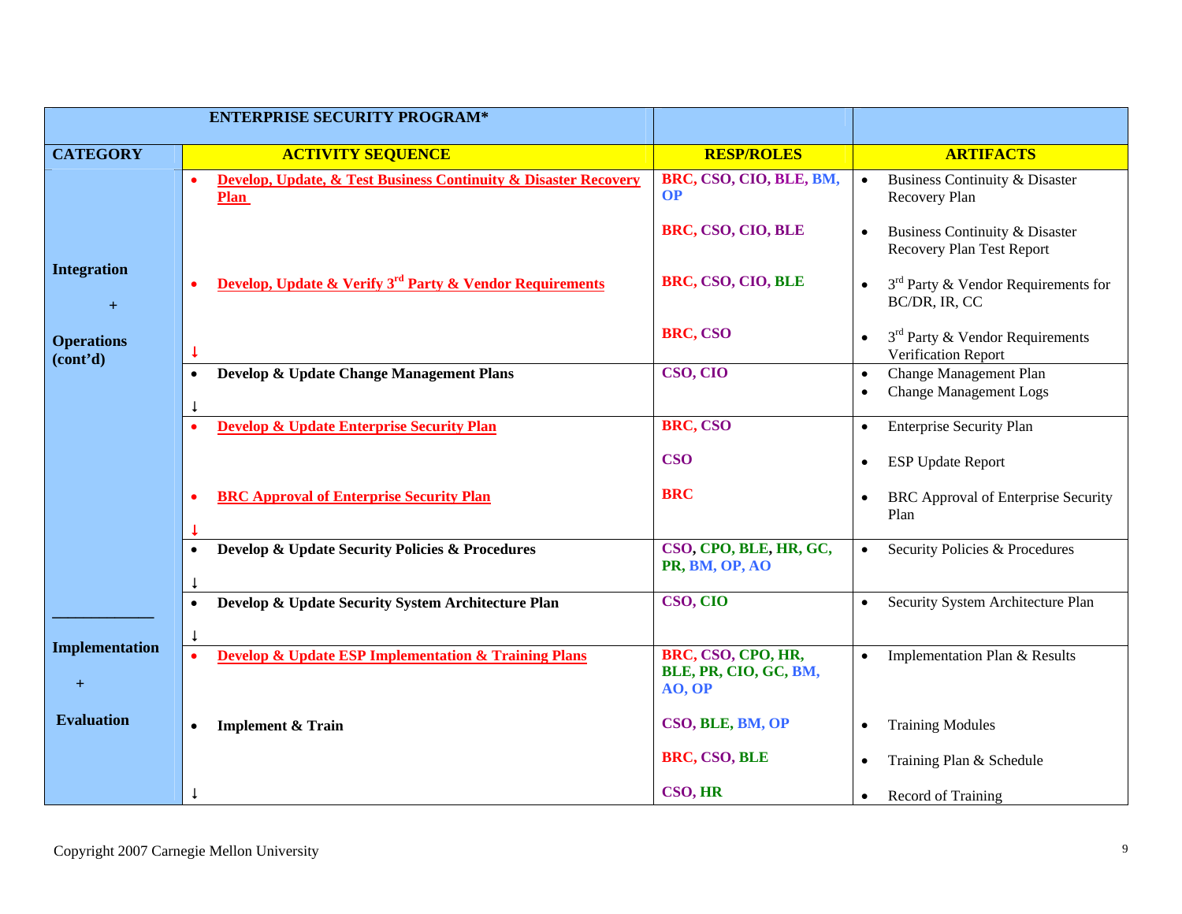| ENTERPRISE SECURITY PROGRAM* | | | |
|---|---|---|---|
| **CATEGORY** | **ACTIVITY SEQUENCE** | **RESP/ROLES** | **ARTIFACTS** |
| **Integration + Operations (cont'd)** | • **Develop, Update, & Test Business Continuity & Disaster Recovery Plan** | **BRC, CSO, CIO, BLE, BM, OP** | • Business Continuity & Disaster Recovery Plan |
| | | **BRC, CSO, CIO, BLE** | • Business Continuity & Disaster Recovery Plan Test Report |
| | • **Develop, Update & Verify 3rd Party & Vendor Requirements** | **BRC, CSO, CIO, BLE** | • 3rd Party & Vendor Requirements for BC/DR, IR, CC |
| | ↓ | **BRC, CSO** | • 3rd Party & Vendor Requirements Verification Report |
| | • **Develop & Update Change Management Plans** ↓ | **CSO, CIO** | • Change Management Plan<br>• Change Management Logs |
| | • **Develop & Update Enterprise Security Plan** | **BRC, CSO** | • Enterprise Security Plan |
| | | **CSO** | • ESP Update Report |
| | • **BRC Approval of Enterprise Security Plan** ↓ | **BRC** | • BRC Approval of Enterprise Security Plan |
| | • **Develop & Update Security Policies & Procedures** ↓ | **CSO, CPO, BLE, HR, GC, PR, BM, OP, AO** | • Security Policies & Procedures |
| | • **Develop & Update Security System Architecture Plan** ↓ | **CSO, CIO** | • Security System Architecture Plan |
| **Implementation + Evaluation** | • **Develop & Update ESP Implementation & Training Plans** | **BRC, CSO, CPO, HR, BLE, PR, CIO, GC, BM, AO, OP** | • Implementation Plan & Results |
| | • **Implement & Train** | **CSO, BLE, BM, OP** | • Training Modules |
| | | **BRC, CSO, BLE** | • Training Plan & Schedule |
| | ↓ | **CSO, HR** | • Record of Training |

Copyright 2007 Carnegie Mellon University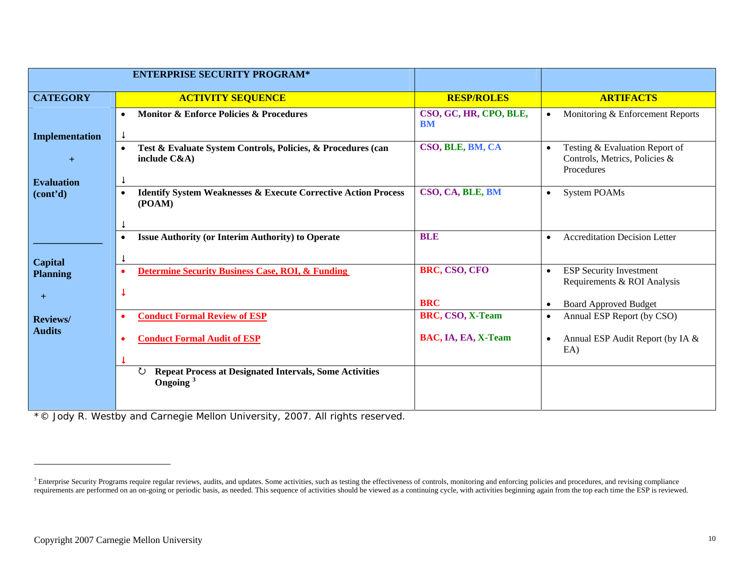| ENTERPRISE SECURITY PROGRAM* | | | |
|---|---|---|---|
| **CATEGORY** | **ACTIVITY SEQUENCE** | **RESP/ROLES** | **ARTIFACTS** |
| **Implementation + Evaluation (cont'd)** | • **Monitor & Enforce Policies & Procedures** ↓ | **CSO, GC, HR, CPO, BLE, BM** | • Monitoring & Enforcement Reports |
| | • **Test & Evaluate System Controls, Policies, & Procedures (can include C&A)** ↓ | **CSO, BLE, BM, CA** | • Testing & Evaluation Report of Controls, Metrics, Policies & Procedures |
| | • **Identify System Weaknesses & Execute Corrective Action Process (POAM)** ↓ | **CSO, CA, BLE, BM** | • System POAMs |
| | • **Issue Authority (or Interim Authority) to Operate** ↓ | **BLE** | • Accreditation Decision Letter |
| **Capital Planning + Reviews/ Audits** | • **Determine Security Business Case, ROI, & Funding** ↓ | **BRC, CSO, CFO**<br><br>**BRC** | • ESP Security Investment Requirements & ROI Analysis<br>• Board Approved Budget |
| | • **Conduct Formal Review of ESP**<br>• **Conduct Formal Audit of ESP** ↓ | **BRC, CSO, X-Team**<br>**BAC, IA, EA, X-Team** | • Annual ESP Report (by CSO)<br>• Annual ESP Audit Report (by IA & EA) |
| | ↻ **Repeat Process at Designated Intervals, Some Activities Ongoing** [3] | | |

*© Jody R. Westby and Carnegie Mellon University, 2007. All rights reserved.

[3] Enterprise Security Programs require regular reviews, audits, and updates. Some activities, such as testing the effectiveness of controls, monitoring and enforcing policies and procedures, and revising compliance requirements are performed on an on-going or periodic basis, as needed. This sequence of activities should be viewed as a continuing cycle, with activities beginning again from the top each time the ESP is reviewed.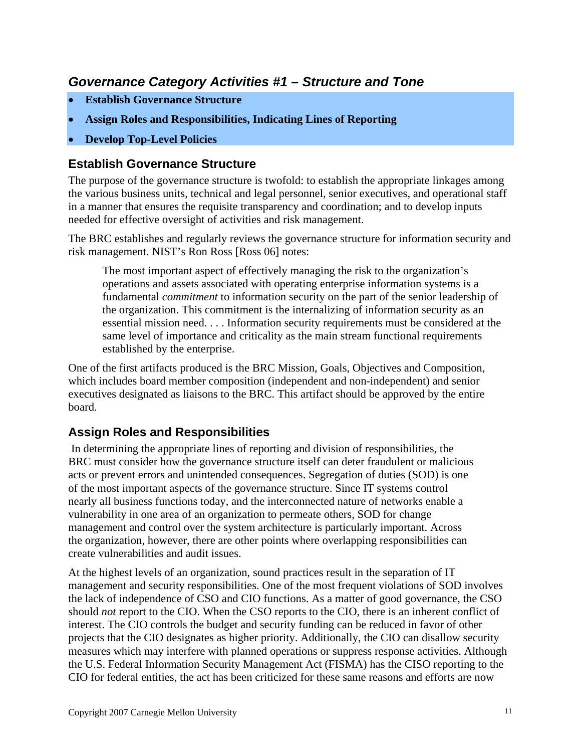## *Governance Category Activities #1 – Structure and Tone*

- **Establish Governance Structure**
- **Assign Roles and Responsibilities, Indicating Lines of Reporting**
- **Develop Top-Level Policies**

### Establish Governance Structure

The purpose of the governance structure is twofold: to establish the appropriate linkages among the various business units, technical and legal personnel, senior executives, and operational staff in a manner that ensures the requisite transparency and coordination; and to develop inputs needed for effective oversight of activities and risk management.

The BRC establishes and regularly reviews the governance structure for information security and risk management. NIST's Ron Ross [Ross 06] notes:

> The most important aspect of effectively managing the risk to the organization's operations and assets associated with operating enterprise information systems is a fundamental *commitment* to information security on the part of the senior leadership of the organization. This commitment is the internalizing of information security as an essential mission need. . . . Information security requirements must be considered at the same level of importance and criticality as the main stream functional requirements established by the enterprise.

One of the first artifacts produced is the BRC Mission, Goals, Objectives and Composition, which includes board member composition (independent and non-independent) and senior executives designated as liaisons to the BRC. This artifact should be approved by the entire board.

### Assign Roles and Responsibilities

In determining the appropriate lines of reporting and division of responsibilities, the BRC must consider how the governance structure itself can deter fraudulent or malicious acts or prevent errors and unintended consequences. Segregation of duties (SOD) is one of the most important aspects of the governance structure. Since IT systems control nearly all business functions today, and the interconnected nature of networks enable a vulnerability in one area of an organization to permeate others, SOD for change management and control over the system architecture is particularly important. Across the organization, however, there are other points where overlapping responsibilities can create vulnerabilities and audit issues.

At the highest levels of an organization, sound practices result in the separation of IT management and security responsibilities. One of the most frequent violations of SOD involves the lack of independence of CSO and CIO functions. As a matter of good governance, the CSO should *not* report to the CIO. When the CSO reports to the CIO, there is an inherent conflict of interest. The CIO controls the budget and security funding can be reduced in favor of other projects that the CIO designates as higher priority. Additionally, the CIO can disallow security measures which may interfere with planned operations or suppress response activities. Although the U.S. Federal Information Security Management Act (FISMA) has the CISO reporting to the CIO for federal entities, the act has been criticized for these same reasons and efforts are now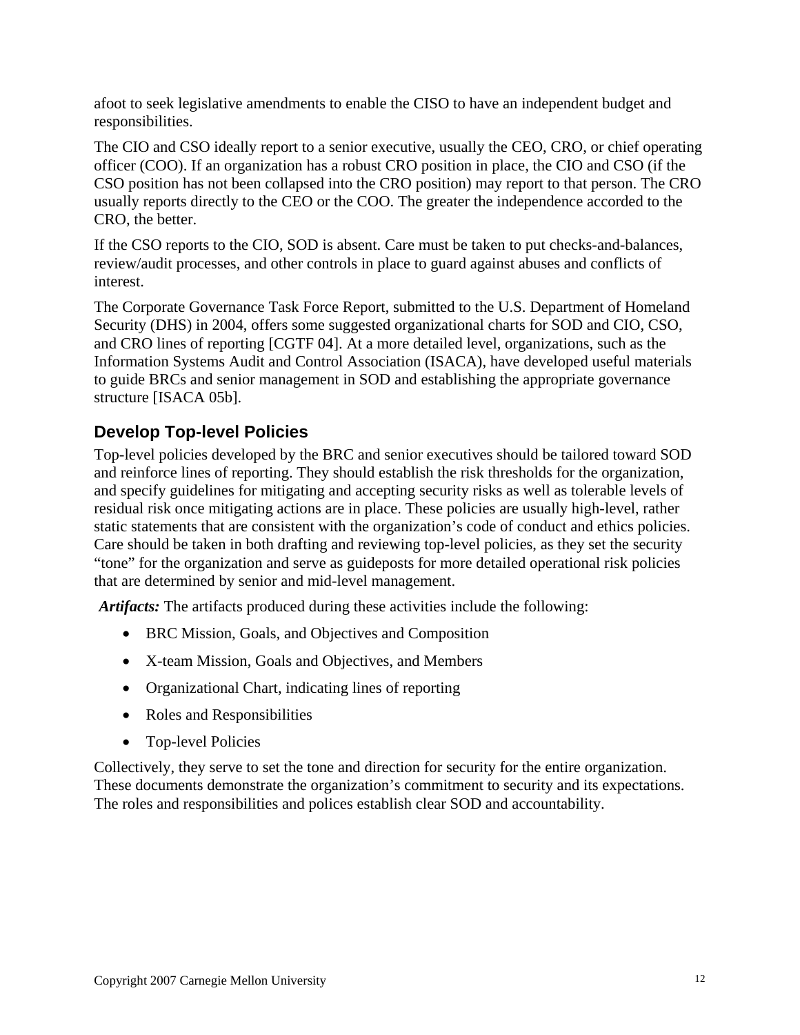afoot to seek legislative amendments to enable the CISO to have an independent budget and responsibilities.

The CIO and CSO ideally report to a senior executive, usually the CEO, CRO, or chief operating officer (COO). If an organization has a robust CRO position in place, the CIO and CSO (if the CSO position has not been collapsed into the CRO position) may report to that person. The CRO usually reports directly to the CEO or the COO. The greater the independence accorded to the CRO, the better.

If the CSO reports to the CIO, SOD is absent. Care must be taken to put checks-and-balances, review/audit processes, and other controls in place to guard against abuses and conflicts of interest.

The Corporate Governance Task Force Report, submitted to the U.S. Department of Homeland Security (DHS) in 2004, offers some suggested organizational charts for SOD and CIO, CSO, and CRO lines of reporting [CGTF 04]. At a more detailed level, organizations, such as the Information Systems Audit and Control Association (ISACA), have developed useful materials to guide BRCs and senior management in SOD and establishing the appropriate governance structure [ISACA 05b].

### Develop Top-level Policies

Top-level policies developed by the BRC and senior executives should be tailored toward SOD and reinforce lines of reporting. They should establish the risk thresholds for the organization, and specify guidelines for mitigating and accepting security risks as well as tolerable levels of residual risk once mitigating actions are in place. These policies are usually high-level, rather static statements that are consistent with the organization's code of conduct and ethics policies. Care should be taken in both drafting and reviewing top-level policies, as they set the security "tone" for the organization and serve as guideposts for more detailed operational risk policies that are determined by senior and mid-level management.

***Artifacts:*** The artifacts produced during these activities include the following:

- BRC Mission, Goals, and Objectives and Composition
- X-team Mission, Goals and Objectives, and Members
- Organizational Chart, indicating lines of reporting
- Roles and Responsibilities
- Top-level Policies

Collectively, they serve to set the tone and direction for security for the entire organization. These documents demonstrate the organization's commitment to security and its expectations. The roles and responsibilities and polices establish clear SOD and accountability.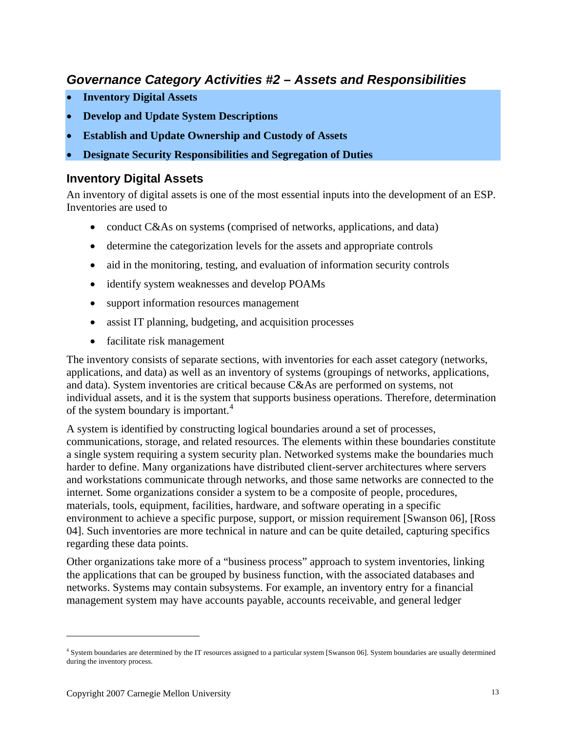## *Governance Category Activities #2 – Assets and Responsibilities*

- **Inventory Digital Assets**
- **Develop and Update System Descriptions**
- **Establish and Update Ownership and Custody of Assets**
- **Designate Security Responsibilities and Segregation of Duties**

### Inventory Digital Assets

An inventory of digital assets is one of the most essential inputs into the development of an ESP. Inventories are used to

- conduct C&As on systems (comprised of networks, applications, and data)
- determine the categorization levels for the assets and appropriate controls
- aid in the monitoring, testing, and evaluation of information security controls
- identify system weaknesses and develop POAMs
- support information resources management
- assist IT planning, budgeting, and acquisition processes
- facilitate risk management

The inventory consists of separate sections, with inventories for each asset category (networks, applications, and data) as well as an inventory of systems (groupings of networks, applications, and data). System inventories are critical because C&As are performed on systems, not individual assets, and it is the system that supports business operations. Therefore, determination of the system boundary is important.[4]

A system is identified by constructing logical boundaries around a set of processes, communications, storage, and related resources. The elements within these boundaries constitute a single system requiring a system security plan. Networked systems make the boundaries much harder to define. Many organizations have distributed client-server architectures where servers and workstations communicate through networks, and those same networks are connected to the internet. Some organizations consider a system to be a composite of people, procedures, materials, tools, equipment, facilities, hardware, and software operating in a specific environment to achieve a specific purpose, support, or mission requirement [Swanson 06], [Ross 04]. Such inventories are more technical in nature and can be quite detailed, capturing specifics regarding these data points.

Other organizations take more of a "business process" approach to system inventories, linking the applications that can be grouped by business function, with the associated databases and networks. Systems may contain subsystems. For example, an inventory entry for a financial management system may have accounts payable, accounts receivable, and general ledger

---

[4] System boundaries are determined by the IT resources assigned to a particular system [Swanson 06]. System boundaries are usually determined during the inventory process.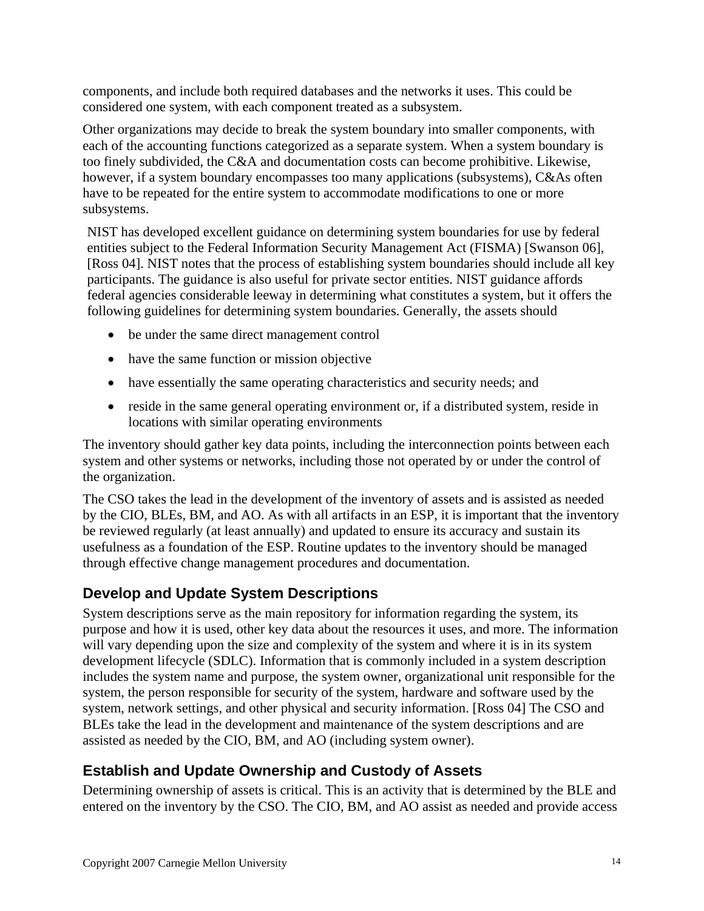components, and include both required databases and the networks it uses. This could be considered one system, with each component treated as a subsystem.

Other organizations may decide to break the system boundary into smaller components, with each of the accounting functions categorized as a separate system. When a system boundary is too finely subdivided, the C&A and documentation costs can become prohibitive. Likewise, however, if a system boundary encompasses too many applications (subsystems), C&As often have to be repeated for the entire system to accommodate modifications to one or more subsystems.

NIST has developed excellent guidance on determining system boundaries for use by federal entities subject to the Federal Information Security Management Act (FISMA) [Swanson 06], [Ross 04]. NIST notes that the process of establishing system boundaries should include all key participants. The guidance is also useful for private sector entities. NIST guidance affords federal agencies considerable leeway in determining what constitutes a system, but it offers the following guidelines for determining system boundaries. Generally, the assets should

- be under the same direct management control
- have the same function or mission objective
- have essentially the same operating characteristics and security needs; and
- reside in the same general operating environment or, if a distributed system, reside in locations with similar operating environments

The inventory should gather key data points, including the interconnection points between each system and other systems or networks, including those not operated by or under the control of the organization.

The CSO takes the lead in the development of the inventory of assets and is assisted as needed by the CIO, BLEs, BM, and AO. As with all artifacts in an ESP, it is important that the inventory be reviewed regularly (at least annually) and updated to ensure its accuracy and sustain its usefulness as a foundation of the ESP. Routine updates to the inventory should be managed through effective change management procedures and documentation.

## Develop and Update System Descriptions

System descriptions serve as the main repository for information regarding the system, its purpose and how it is used, other key data about the resources it uses, and more. The information will vary depending upon the size and complexity of the system and where it is in its system development lifecycle (SDLC). Information that is commonly included in a system description includes the system name and purpose, the system owner, organizational unit responsible for the system, the person responsible for security of the system, hardware and software used by the system, network settings, and other physical and security information. [Ross 04] The CSO and BLEs take the lead in the development and maintenance of the system descriptions and are assisted as needed by the CIO, BM, and AO (including system owner).

## Establish and Update Ownership and Custody of Assets

Determining ownership of assets is critical. This is an activity that is determined by the BLE and entered on the inventory by the CSO. The CIO, BM, and AO assist as needed and provide access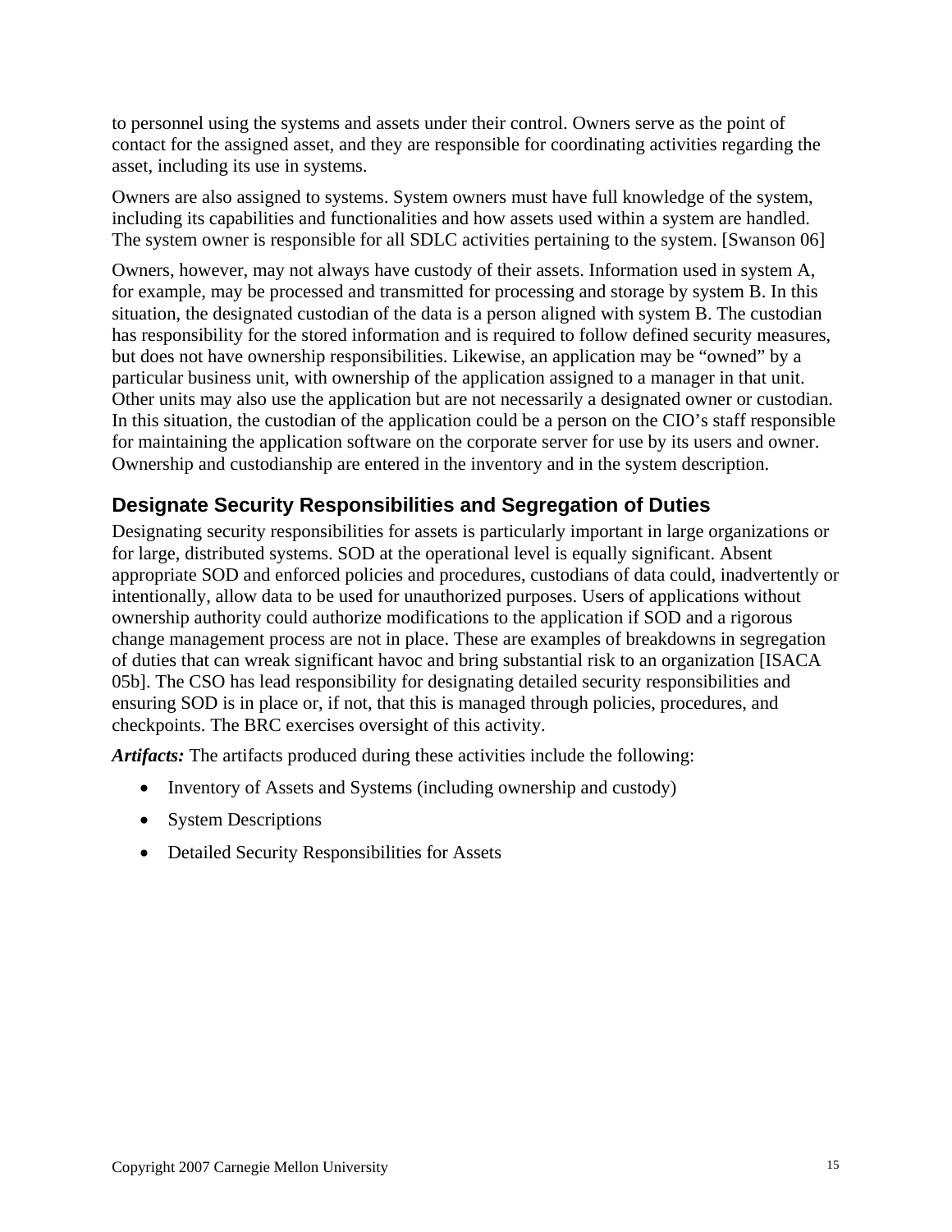to personnel using the systems and assets under their control. Owners serve as the point of contact for the assigned asset, and they are responsible for coordinating activities regarding the asset, including its use in systems.

Owners are also assigned to systems. System owners must have full knowledge of the system, including its capabilities and functionalities and how assets used within a system are handled. The system owner is responsible for all SDLC activities pertaining to the system. [Swanson 06]

Owners, however, may not always have custody of their assets. Information used in system A, for example, may be processed and transmitted for processing and storage by system B. In this situation, the designated custodian of the data is a person aligned with system B. The custodian has responsibility for the stored information and is required to follow defined security measures, but does not have ownership responsibilities. Likewise, an application may be "owned" by a particular business unit, with ownership of the application assigned to a manager in that unit. Other units may also use the application but are not necessarily a designated owner or custodian. In this situation, the custodian of the application could be a person on the CIO's staff responsible for maintaining the application software on the corporate server for use by its users and owner. Ownership and custodianship are entered in the inventory and in the system description.

## Designate Security Responsibilities and Segregation of Duties

Designating security responsibilities for assets is particularly important in large organizations or for large, distributed systems. SOD at the operational level is equally significant. Absent appropriate SOD and enforced policies and procedures, custodians of data could, inadvertently or intentionally, allow data to be used for unauthorized purposes. Users of applications without ownership authority could authorize modifications to the application if SOD and a rigorous change management process are not in place. These are examples of breakdowns in segregation of duties that can wreak significant havoc and bring substantial risk to an organization [ISACA 05b]. The CSO has lead responsibility for designating detailed security responsibilities and ensuring SOD is in place or, if not, that this is managed through policies, procedures, and checkpoints. The BRC exercises oversight of this activity.

***Artifacts:*** The artifacts produced during these activities include the following:

- Inventory of Assets and Systems (including ownership and custody)
- System Descriptions
- Detailed Security Responsibilities for Assets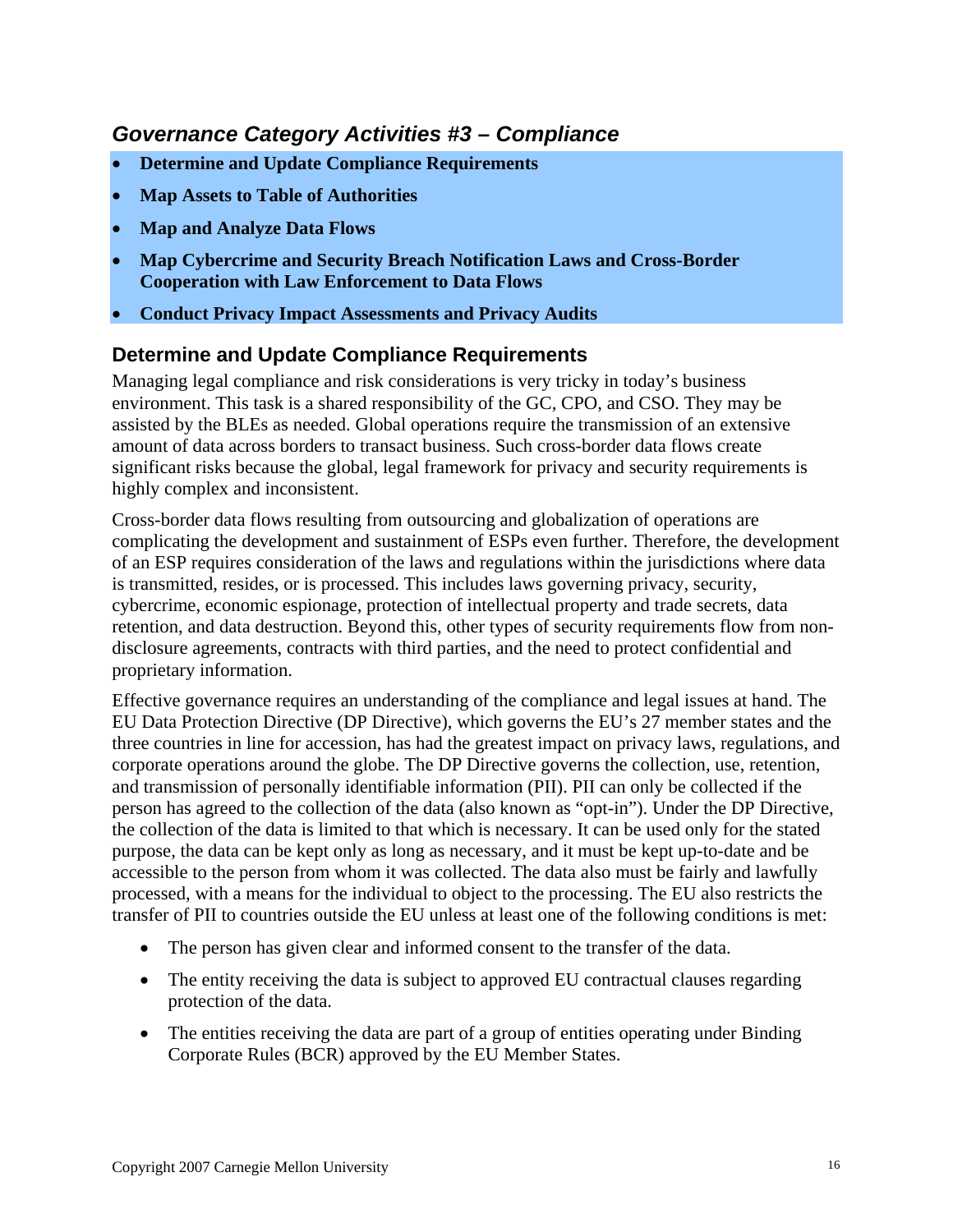## *Governance Category Activities #3 – Compliance*

- **Determine and Update Compliance Requirements**
- **Map Assets to Table of Authorities**
- **Map and Analyze Data Flows**
- **Map Cybercrime and Security Breach Notification Laws and Cross-Border Cooperation with Law Enforcement to Data Flows**
- **Conduct Privacy Impact Assessments and Privacy Audits**

### Determine and Update Compliance Requirements

Managing legal compliance and risk considerations is very tricky in today's business environment. This task is a shared responsibility of the GC, CPO, and CSO. They may be assisted by the BLEs as needed. Global operations require the transmission of an extensive amount of data across borders to transact business. Such cross-border data flows create significant risks because the global, legal framework for privacy and security requirements is highly complex and inconsistent.

Cross-border data flows resulting from outsourcing and globalization of operations are complicating the development and sustainment of ESPs even further. Therefore, the development of an ESP requires consideration of the laws and regulations within the jurisdictions where data is transmitted, resides, or is processed. This includes laws governing privacy, security, cybercrime, economic espionage, protection of intellectual property and trade secrets, data retention, and data destruction. Beyond this, other types of security requirements flow from non-disclosure agreements, contracts with third parties, and the need to protect confidential and proprietary information.

Effective governance requires an understanding of the compliance and legal issues at hand. The EU Data Protection Directive (DP Directive), which governs the EU's 27 member states and the three countries in line for accession, has had the greatest impact on privacy laws, regulations, and corporate operations around the globe. The DP Directive governs the collection, use, retention, and transmission of personally identifiable information (PII). PII can only be collected if the person has agreed to the collection of the data (also known as "opt-in"). Under the DP Directive, the collection of the data is limited to that which is necessary. It can be used only for the stated purpose, the data can be kept only as long as necessary, and it must be kept up-to-date and be accessible to the person from whom it was collected. The data also must be fairly and lawfully processed, with a means for the individual to object to the processing. The EU also restricts the transfer of PII to countries outside the EU unless at least one of the following conditions is met:

- The person has given clear and informed consent to the transfer of the data.
- The entity receiving the data is subject to approved EU contractual clauses regarding protection of the data.
- The entities receiving the data are part of a group of entities operating under Binding Corporate Rules (BCR) approved by the EU Member States.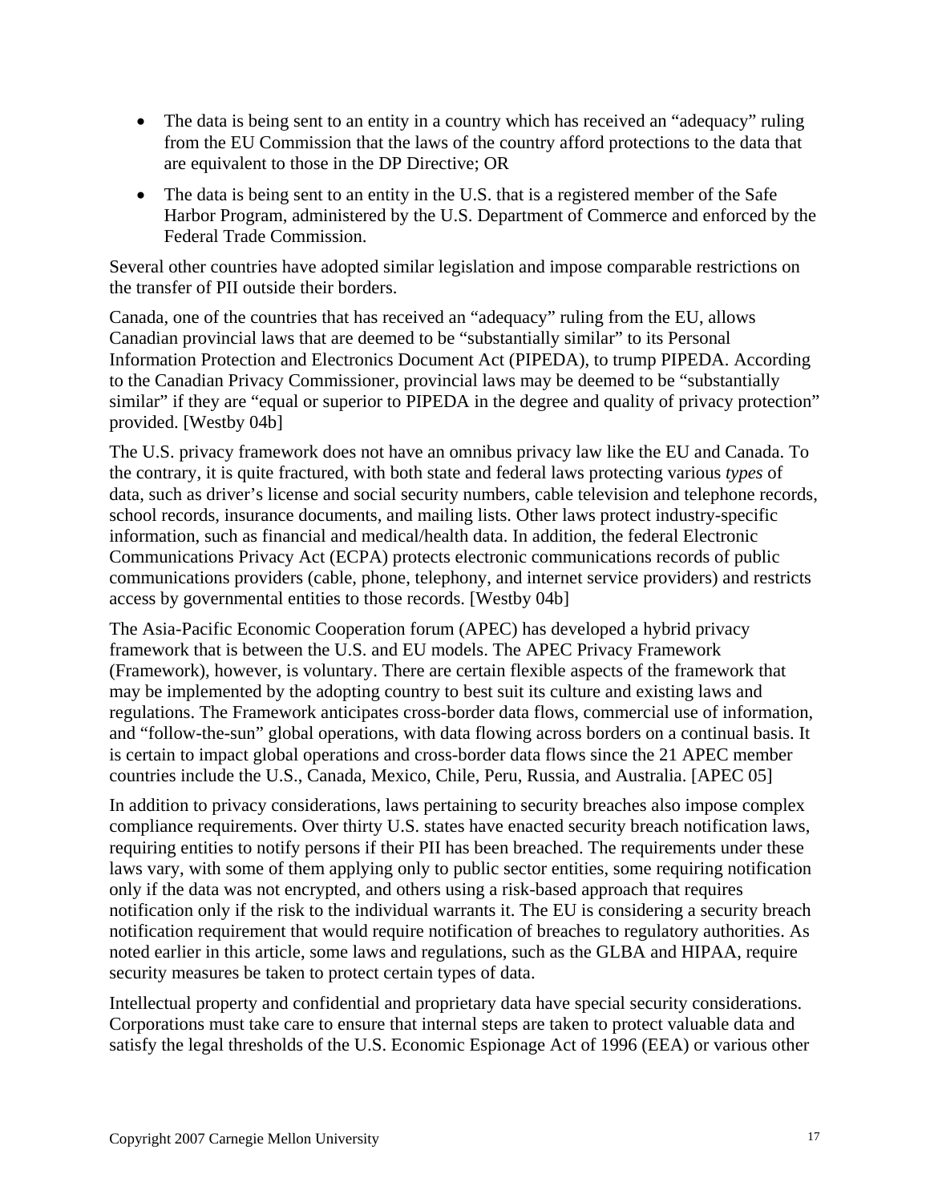- The data is being sent to an entity in a country which has received an "adequacy" ruling from the EU Commission that the laws of the country afford protections to the data that are equivalent to those in the DP Directive; OR
- The data is being sent to an entity in the U.S. that is a registered member of the Safe Harbor Program, administered by the U.S. Department of Commerce and enforced by the Federal Trade Commission.

Several other countries have adopted similar legislation and impose comparable restrictions on the transfer of PII outside their borders.

Canada, one of the countries that has received an "adequacy" ruling from the EU, allows Canadian provincial laws that are deemed to be "substantially similar" to its Personal Information Protection and Electronics Document Act (PIPEDA), to trump PIPEDA. According to the Canadian Privacy Commissioner, provincial laws may be deemed to be "substantially similar" if they are "equal or superior to PIPEDA in the degree and quality of privacy protection" provided. [Westby 04b]

The U.S. privacy framework does not have an omnibus privacy law like the EU and Canada. To the contrary, it is quite fractured, with both state and federal laws protecting various *types* of data, such as driver's license and social security numbers, cable television and telephone records, school records, insurance documents, and mailing lists. Other laws protect industry-specific information, such as financial and medical/health data. In addition, the federal Electronic Communications Privacy Act (ECPA) protects electronic communications records of public communications providers (cable, phone, telephony, and internet service providers) and restricts access by governmental entities to those records. [Westby 04b]

The Asia-Pacific Economic Cooperation forum (APEC) has developed a hybrid privacy framework that is between the U.S. and EU models. The APEC Privacy Framework (Framework), however, is voluntary. There are certain flexible aspects of the framework that may be implemented by the adopting country to best suit its culture and existing laws and regulations. The Framework anticipates cross-border data flows, commercial use of information, and "follow-the-sun" global operations, with data flowing across borders on a continual basis. It is certain to impact global operations and cross-border data flows since the 21 APEC member countries include the U.S., Canada, Mexico, Chile, Peru, Russia, and Australia. [APEC 05]

In addition to privacy considerations, laws pertaining to security breaches also impose complex compliance requirements. Over thirty U.S. states have enacted security breach notification laws, requiring entities to notify persons if their PII has been breached. The requirements under these laws vary, with some of them applying only to public sector entities, some requiring notification only if the data was not encrypted, and others using a risk-based approach that requires notification only if the risk to the individual warrants it. The EU is considering a security breach notification requirement that would require notification of breaches to regulatory authorities. As noted earlier in this article, some laws and regulations, such as the GLBA and HIPAA, require security measures be taken to protect certain types of data.

Intellectual property and confidential and proprietary data have special security considerations. Corporations must take care to ensure that internal steps are taken to protect valuable data and satisfy the legal thresholds of the U.S. Economic Espionage Act of 1996 (EEA) or various other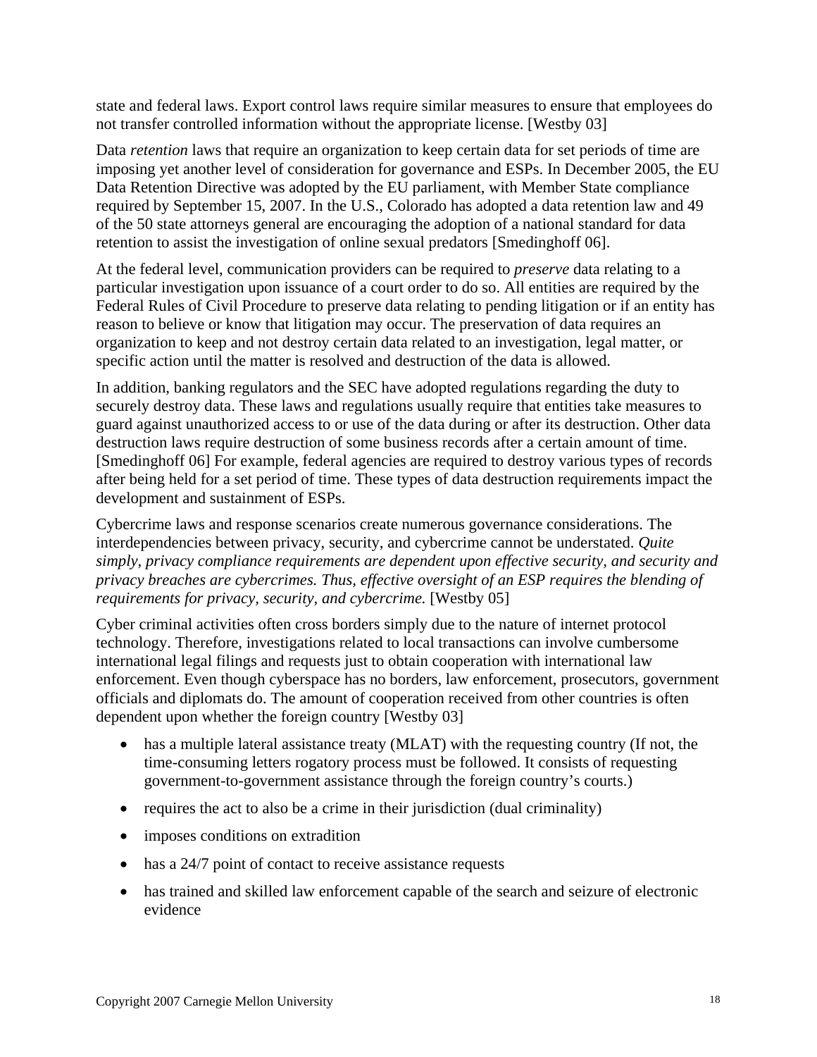state and federal laws. Export control laws require similar measures to ensure that employees do not transfer controlled information without the appropriate license. [Westby 03]

Data *retention* laws that require an organization to keep certain data for set periods of time are imposing yet another level of consideration for governance and ESPs. In December 2005, the EU Data Retention Directive was adopted by the EU parliament, with Member State compliance required by September 15, 2007. In the U.S., Colorado has adopted a data retention law and 49 of the 50 state attorneys general are encouraging the adoption of a national standard for data retention to assist the investigation of online sexual predators [Smedinghoff 06].

At the federal level, communication providers can be required to *preserve* data relating to a particular investigation upon issuance of a court order to do so. All entities are required by the Federal Rules of Civil Procedure to preserve data relating to pending litigation or if an entity has reason to believe or know that litigation may occur. The preservation of data requires an organization to keep and not destroy certain data related to an investigation, legal matter, or specific action until the matter is resolved and destruction of the data is allowed.

In addition, banking regulators and the SEC have adopted regulations regarding the duty to securely destroy data. These laws and regulations usually require that entities take measures to guard against unauthorized access to or use of the data during or after its destruction. Other data destruction laws require destruction of some business records after a certain amount of time. [Smedinghoff 06] For example, federal agencies are required to destroy various types of records after being held for a set period of time. These types of data destruction requirements impact the development and sustainment of ESPs.

Cybercrime laws and response scenarios create numerous governance considerations. The interdependencies between privacy, security, and cybercrime cannot be understated. *Quite simply, privacy compliance requirements are dependent upon effective security, and security and privacy breaches are cybercrimes. Thus, effective oversight of an ESP requires the blending of requirements for privacy, security, and cybercrime.* [Westby 05]

Cyber criminal activities often cross borders simply due to the nature of internet protocol technology. Therefore, investigations related to local transactions can involve cumbersome international legal filings and requests just to obtain cooperation with international law enforcement. Even though cyberspace has no borders, law enforcement, prosecutors, government officials and diplomats do. The amount of cooperation received from other countries is often dependent upon whether the foreign country [Westby 03]

- has a multiple lateral assistance treaty (MLAT) with the requesting country (If not, the time-consuming letters rogatory process must be followed. It consists of requesting government-to-government assistance through the foreign country's courts.)
- requires the act to also be a crime in their jurisdiction (dual criminality)
- imposes conditions on extradition
- has a 24/7 point of contact to receive assistance requests
- has trained and skilled law enforcement capable of the search and seizure of electronic evidence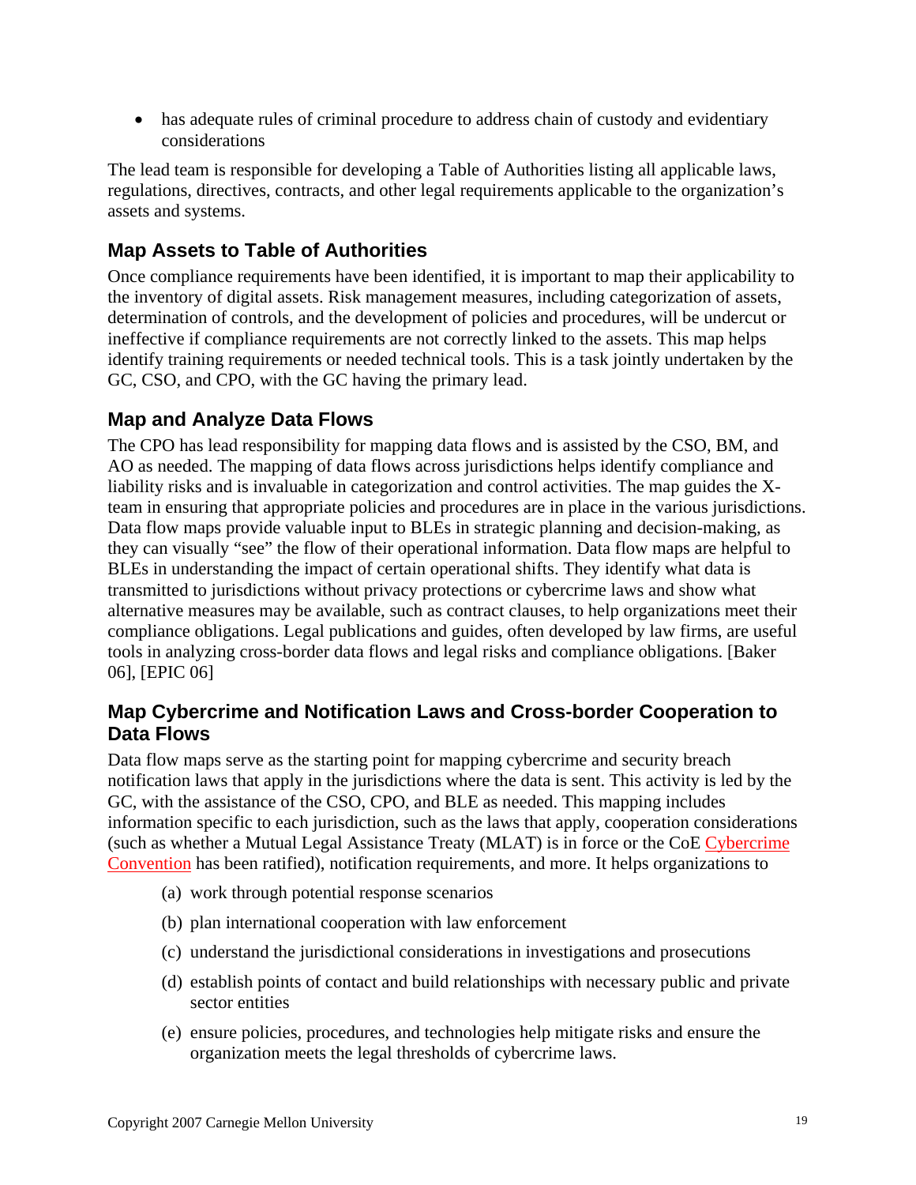- has adequate rules of criminal procedure to address chain of custody and evidentiary considerations

The lead team is responsible for developing a Table of Authorities listing all applicable laws, regulations, directives, contracts, and other legal requirements applicable to the organization's assets and systems.

## Map Assets to Table of Authorities

Once compliance requirements have been identified, it is important to map their applicability to the inventory of digital assets. Risk management measures, including categorization of assets, determination of controls, and the development of policies and procedures, will be undercut or ineffective if compliance requirements are not correctly linked to the assets. This map helps identify training requirements or needed technical tools. This is a task jointly undertaken by the GC, CSO, and CPO, with the GC having the primary lead.

## Map and Analyze Data Flows

The CPO has lead responsibility for mapping data flows and is assisted by the CSO, BM, and AO as needed. The mapping of data flows across jurisdictions helps identify compliance and liability risks and is invaluable in categorization and control activities. The map guides the X-team in ensuring that appropriate policies and procedures are in place in the various jurisdictions. Data flow maps provide valuable input to BLEs in strategic planning and decision-making, as they can visually "see" the flow of their operational information. Data flow maps are helpful to BLEs in understanding the impact of certain operational shifts. They identify what data is transmitted to jurisdictions without privacy protections or cybercrime laws and show what alternative measures may be available, such as contract clauses, to help organizations meet their compliance obligations. Legal publications and guides, often developed by law firms, are useful tools in analyzing cross-border data flows and legal risks and compliance obligations. [Baker 06], [EPIC 06]

## Map Cybercrime and Notification Laws and Cross-border Cooperation to Data Flows

Data flow maps serve as the starting point for mapping cybercrime and security breach notification laws that apply in the jurisdictions where the data is sent. This activity is led by the GC, with the assistance of the CSO, CPO, and BLE as needed. This mapping includes information specific to each jurisdiction, such as the laws that apply, cooperation considerations (such as whether a Mutual Legal Assistance Treaty (MLAT) is in force or the CoE Cybercrime Convention has been ratified), notification requirements, and more. It helps organizations to

(a) work through potential response scenarios

(b) plan international cooperation with law enforcement

(c) understand the jurisdictional considerations in investigations and prosecutions

(d) establish points of contact and build relationships with necessary public and private sector entities

(e) ensure policies, procedures, and technologies help mitigate risks and ensure the organization meets the legal thresholds of cybercrime laws.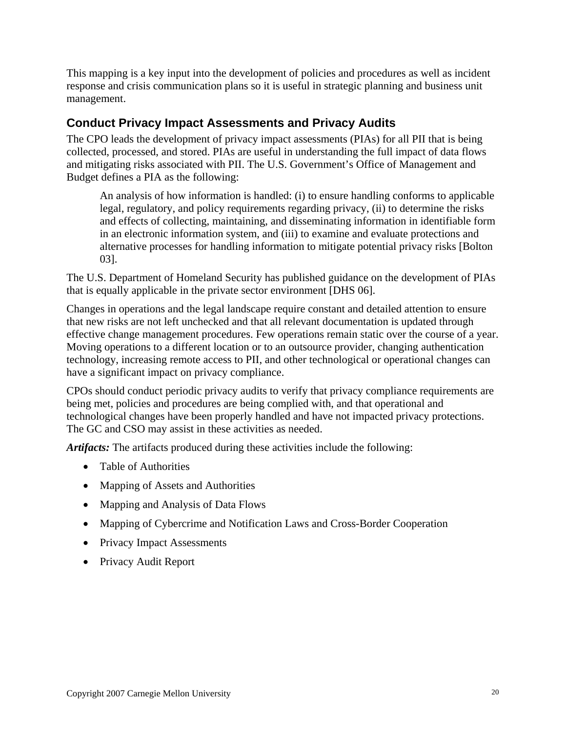This mapping is a key input into the development of policies and procedures as well as incident response and crisis communication plans so it is useful in strategic planning and business unit management.

## Conduct Privacy Impact Assessments and Privacy Audits

The CPO leads the development of privacy impact assessments (PIAs) for all PII that is being collected, processed, and stored. PIAs are useful in understanding the full impact of data flows and mitigating risks associated with PII. The U.S. Government's Office of Management and Budget defines a PIA as the following:

> An analysis of how information is handled: (i) to ensure handling conforms to applicable legal, regulatory, and policy requirements regarding privacy, (ii) to determine the risks and effects of collecting, maintaining, and disseminating information in identifiable form in an electronic information system, and (iii) to examine and evaluate protections and alternative processes for handling information to mitigate potential privacy risks [Bolton 03].

The U.S. Department of Homeland Security has published guidance on the development of PIAs that is equally applicable in the private sector environment [DHS 06].

Changes in operations and the legal landscape require constant and detailed attention to ensure that new risks are not left unchecked and that all relevant documentation is updated through effective change management procedures. Few operations remain static over the course of a year. Moving operations to a different location or to an outsource provider, changing authentication technology, increasing remote access to PII, and other technological or operational changes can have a significant impact on privacy compliance.

CPOs should conduct periodic privacy audits to verify that privacy compliance requirements are being met, policies and procedures are being complied with, and that operational and technological changes have been properly handled and have not impacted privacy protections. The GC and CSO may assist in these activities as needed.

***Artifacts:*** The artifacts produced during these activities include the following:

- Table of Authorities
- Mapping of Assets and Authorities
- Mapping and Analysis of Data Flows
- Mapping of Cybercrime and Notification Laws and Cross-Border Cooperation
- Privacy Impact Assessments
- Privacy Audit Report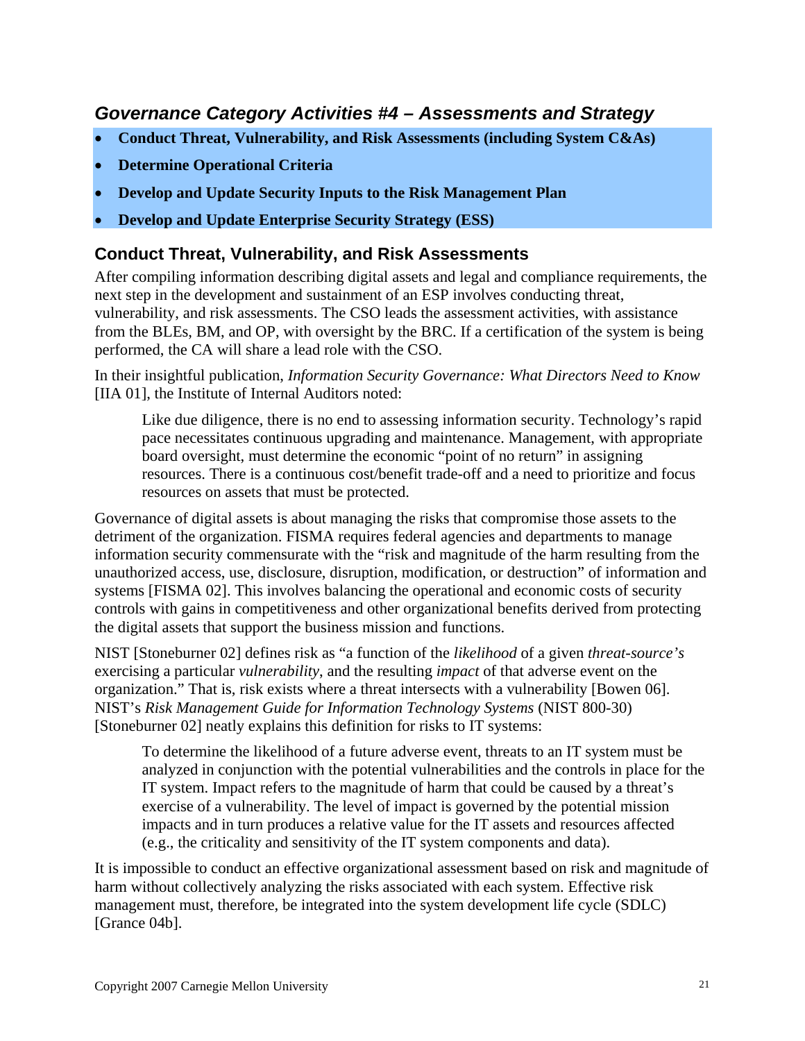## *Governance Category Activities #4 – Assessments and Strategy*

- **Conduct Threat, Vulnerability, and Risk Assessments (including System C&As)**
- **Determine Operational Criteria**
- **Develop and Update Security Inputs to the Risk Management Plan**
- **Develop and Update Enterprise Security Strategy (ESS)**

### Conduct Threat, Vulnerability, and Risk Assessments

After compiling information describing digital assets and legal and compliance requirements, the next step in the development and sustainment of an ESP involves conducting threat, vulnerability, and risk assessments. The CSO leads the assessment activities, with assistance from the BLEs, BM, and OP, with oversight by the BRC. If a certification of the system is being performed, the CA will share a lead role with the CSO.

In their insightful publication, *Information Security Governance: What Directors Need to Know* [IIA 01], the Institute of Internal Auditors noted:

> Like due diligence, there is no end to assessing information security. Technology's rapid pace necessitates continuous upgrading and maintenance. Management, with appropriate board oversight, must determine the economic "point of no return" in assigning resources. There is a continuous cost/benefit trade-off and a need to prioritize and focus resources on assets that must be protected.

Governance of digital assets is about managing the risks that compromise those assets to the detriment of the organization. FISMA requires federal agencies and departments to manage information security commensurate with the "risk and magnitude of the harm resulting from the unauthorized access, use, disclosure, disruption, modification, or destruction" of information and systems [FISMA 02]. This involves balancing the operational and economic costs of security controls with gains in competitiveness and other organizational benefits derived from protecting the digital assets that support the business mission and functions.

NIST [Stoneburner 02] defines risk as "a function of the *likelihood* of a given *threat-source's* exercising a particular *vulnerability*, and the resulting *impact* of that adverse event on the organization." That is, risk exists where a threat intersects with a vulnerability [Bowen 06]. NIST's *Risk Management Guide for Information Technology Systems* (NIST 800-30) [Stoneburner 02] neatly explains this definition for risks to IT systems:

> To determine the likelihood of a future adverse event, threats to an IT system must be analyzed in conjunction with the potential vulnerabilities and the controls in place for the IT system. Impact refers to the magnitude of harm that could be caused by a threat's exercise of a vulnerability. The level of impact is governed by the potential mission impacts and in turn produces a relative value for the IT assets and resources affected (e.g., the criticality and sensitivity of the IT system components and data).

It is impossible to conduct an effective organizational assessment based on risk and magnitude of harm without collectively analyzing the risks associated with each system. Effective risk management must, therefore, be integrated into the system development life cycle (SDLC) [Grance 04b].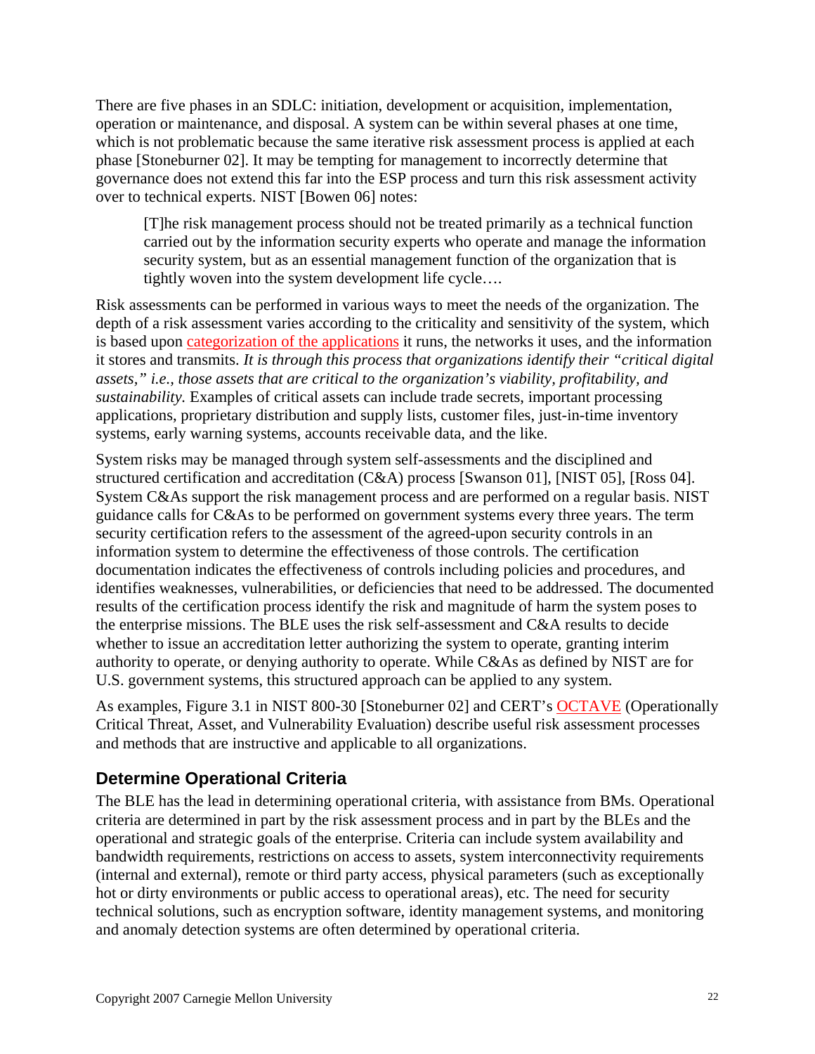There are five phases in an SDLC: initiation, development or acquisition, implementation, operation or maintenance, and disposal. A system can be within several phases at one time, which is not problematic because the same iterative risk assessment process is applied at each phase [Stoneburner 02]. It may be tempting for management to incorrectly determine that governance does not extend this far into the ESP process and turn this risk assessment activity over to technical experts. NIST [Bowen 06] notes:

> [T]he risk management process should not be treated primarily as a technical function carried out by the information security experts who operate and manage the information security system, but as an essential management function of the organization that is tightly woven into the system development life cycle….

Risk assessments can be performed in various ways to meet the needs of the organization. The depth of a risk assessment varies according to the criticality and sensitivity of the system, which is based upon categorization of the applications it runs, the networks it uses, and the information it stores and transmits. *It is through this process that organizations identify their "critical digital assets," i.e., those assets that are critical to the organization's viability, profitability, and sustainability.* Examples of critical assets can include trade secrets, important processing applications, proprietary distribution and supply lists, customer files, just-in-time inventory systems, early warning systems, accounts receivable data, and the like.

System risks may be managed through system self-assessments and the disciplined and structured certification and accreditation (C&A) process [Swanson 01], [NIST 05], [Ross 04]. System C&As support the risk management process and are performed on a regular basis. NIST guidance calls for C&As to be performed on government systems every three years. The term security certification refers to the assessment of the agreed-upon security controls in an information system to determine the effectiveness of those controls. The certification documentation indicates the effectiveness of controls including policies and procedures, and identifies weaknesses, vulnerabilities, or deficiencies that need to be addressed. The documented results of the certification process identify the risk and magnitude of harm the system poses to the enterprise missions. The BLE uses the risk self-assessment and C&A results to decide whether to issue an accreditation letter authorizing the system to operate, granting interim authority to operate, or denying authority to operate. While C&As as defined by NIST are for U.S. government systems, this structured approach can be applied to any system.

As examples, Figure 3.1 in NIST 800-30 [Stoneburner 02] and CERT's OCTAVE (Operationally Critical Threat, Asset, and Vulnerability Evaluation) describe useful risk assessment processes and methods that are instructive and applicable to all organizations.

## Determine Operational Criteria

The BLE has the lead in determining operational criteria, with assistance from BMs. Operational criteria are determined in part by the risk assessment process and in part by the BLEs and the operational and strategic goals of the enterprise. Criteria can include system availability and bandwidth requirements, restrictions on access to assets, system interconnectivity requirements (internal and external), remote or third party access, physical parameters (such as exceptionally hot or dirty environments or public access to operational areas), etc. The need for security technical solutions, such as encryption software, identity management systems, and monitoring and anomaly detection systems are often determined by operational criteria.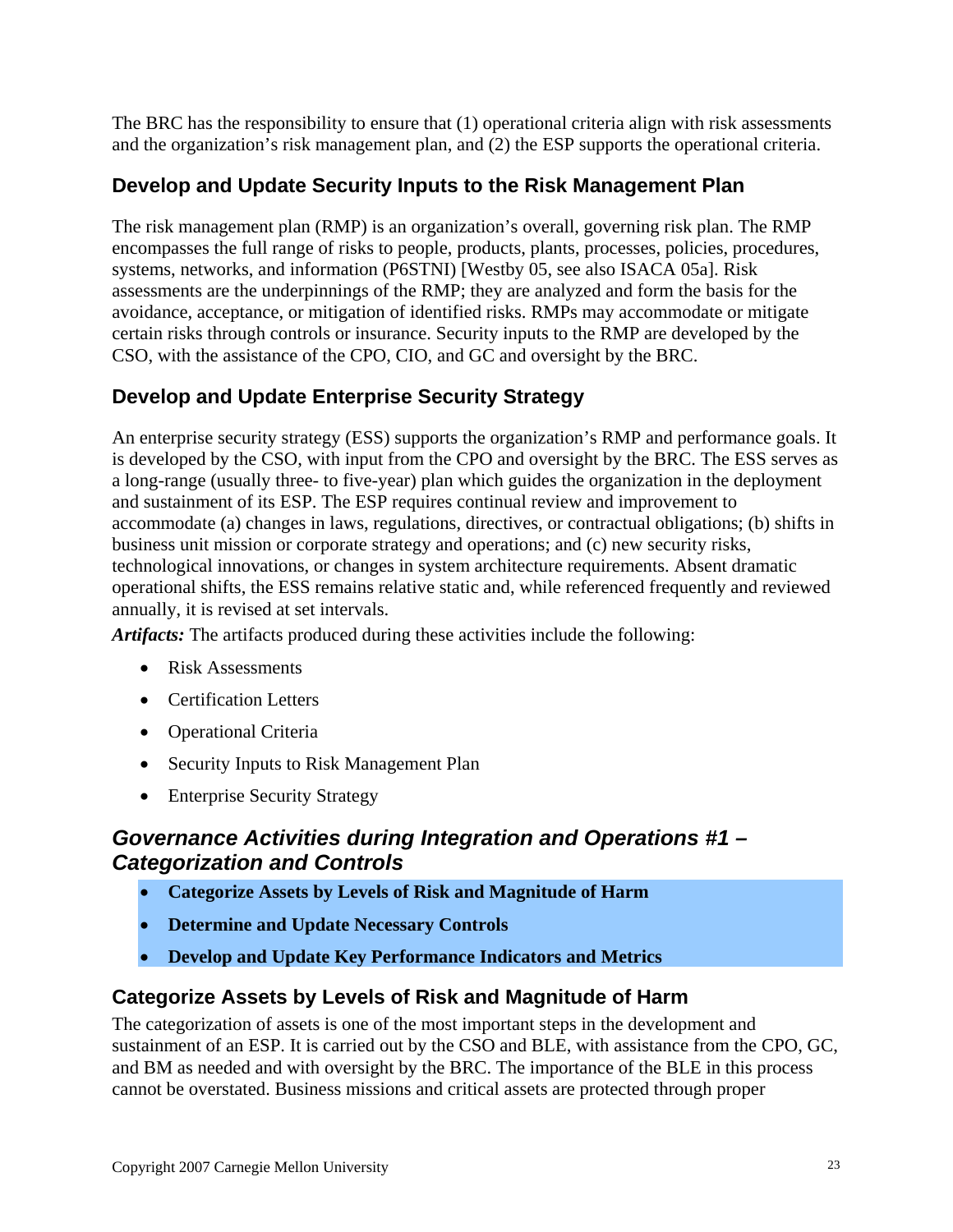The BRC has the responsibility to ensure that (1) operational criteria align with risk assessments and the organization's risk management plan, and (2) the ESP supports the operational criteria.

### Develop and Update Security Inputs to the Risk Management Plan

The risk management plan (RMP) is an organization's overall, governing risk plan. The RMP encompasses the full range of risks to people, products, plants, processes, policies, procedures, systems, networks, and information (P6STNI) [Westby 05, see also ISACA 05a]. Risk assessments are the underpinnings of the RMP; they are analyzed and form the basis for the avoidance, acceptance, or mitigation of identified risks. RMPs may accommodate or mitigate certain risks through controls or insurance. Security inputs to the RMP are developed by the CSO, with the assistance of the CPO, CIO, and GC and oversight by the BRC.

### Develop and Update Enterprise Security Strategy

An enterprise security strategy (ESS) supports the organization's RMP and performance goals. It is developed by the CSO, with input from the CPO and oversight by the BRC. The ESS serves as a long-range (usually three- to five-year) plan which guides the organization in the deployment and sustainment of its ESP. The ESP requires continual review and improvement to accommodate (a) changes in laws, regulations, directives, or contractual obligations; (b) shifts in business unit mission or corporate strategy and operations; and (c) new security risks, technological innovations, or changes in system architecture requirements. Absent dramatic operational shifts, the ESS remains relative static and, while referenced frequently and reviewed annually, it is revised at set intervals.

***Artifacts:*** The artifacts produced during these activities include the following:

- Risk Assessments
- Certification Letters
- Operational Criteria
- Security Inputs to Risk Management Plan
- Enterprise Security Strategy

## *Governance Activities during Integration and Operations #1 – Categorization and Controls*

- **Categorize Assets by Levels of Risk and Magnitude of Harm**
- **Determine and Update Necessary Controls**
- **Develop and Update Key Performance Indicators and Metrics**

### Categorize Assets by Levels of Risk and Magnitude of Harm

The categorization of assets is one of the most important steps in the development and sustainment of an ESP. It is carried out by the CSO and BLE, with assistance from the CPO, GC, and BM as needed and with oversight by the BRC. The importance of the BLE in this process cannot be overstated. Business missions and critical assets are protected through proper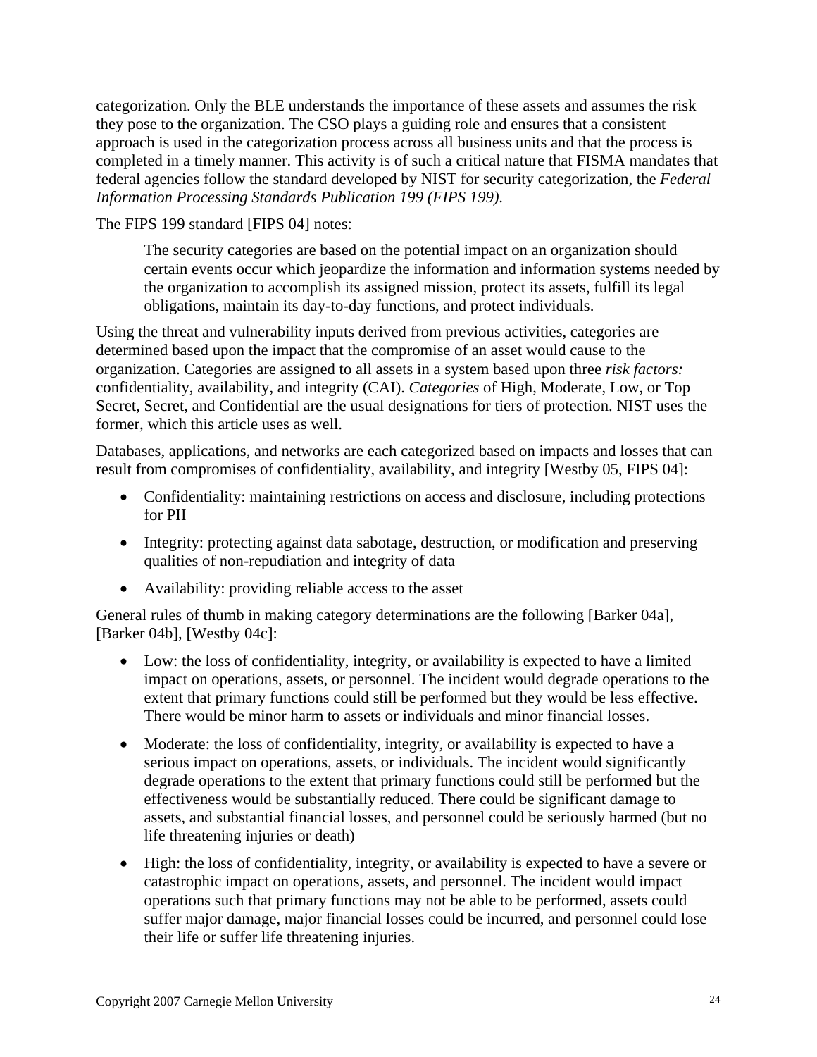categorization. Only the BLE understands the importance of these assets and assumes the risk they pose to the organization. The CSO plays a guiding role and ensures that a consistent approach is used in the categorization process across all business units and that the process is completed in a timely manner. This activity is of such a critical nature that FISMA mandates that federal agencies follow the standard developed by NIST for security categorization, the *Federal Information Processing Standards Publication 199 (FIPS 199)*.

The FIPS 199 standard [FIPS 04] notes:

> The security categories are based on the potential impact on an organization should certain events occur which jeopardize the information and information systems needed by the organization to accomplish its assigned mission, protect its assets, fulfill its legal obligations, maintain its day-to-day functions, and protect individuals.

Using the threat and vulnerability inputs derived from previous activities, categories are determined based upon the impact that the compromise of an asset would cause to the organization. Categories are assigned to all assets in a system based upon three *risk factors:* confidentiality, availability, and integrity (CAI). *Categories* of High, Moderate, Low, or Top Secret, Secret, and Confidential are the usual designations for tiers of protection. NIST uses the former, which this article uses as well.

Databases, applications, and networks are each categorized based on impacts and losses that can result from compromises of confidentiality, availability, and integrity [Westby 05, FIPS 04]:

- Confidentiality: maintaining restrictions on access and disclosure, including protections for PII
- Integrity: protecting against data sabotage, destruction, or modification and preserving qualities of non-repudiation and integrity of data
- Availability: providing reliable access to the asset

General rules of thumb in making category determinations are the following [Barker 04a], [Barker 04b], [Westby 04c]:

- Low: the loss of confidentiality, integrity, or availability is expected to have a limited impact on operations, assets, or personnel. The incident would degrade operations to the extent that primary functions could still be performed but they would be less effective. There would be minor harm to assets or individuals and minor financial losses.
- Moderate: the loss of confidentiality, integrity, or availability is expected to have a serious impact on operations, assets, or individuals. The incident would significantly degrade operations to the extent that primary functions could still be performed but the effectiveness would be substantially reduced. There could be significant damage to assets, and substantial financial losses, and personnel could be seriously harmed (but no life threatening injuries or death)
- High: the loss of confidentiality, integrity, or availability is expected to have a severe or catastrophic impact on operations, assets, and personnel. The incident would impact operations such that primary functions may not be able to be performed, assets could suffer major damage, major financial losses could be incurred, and personnel could lose their life or suffer life threatening injuries.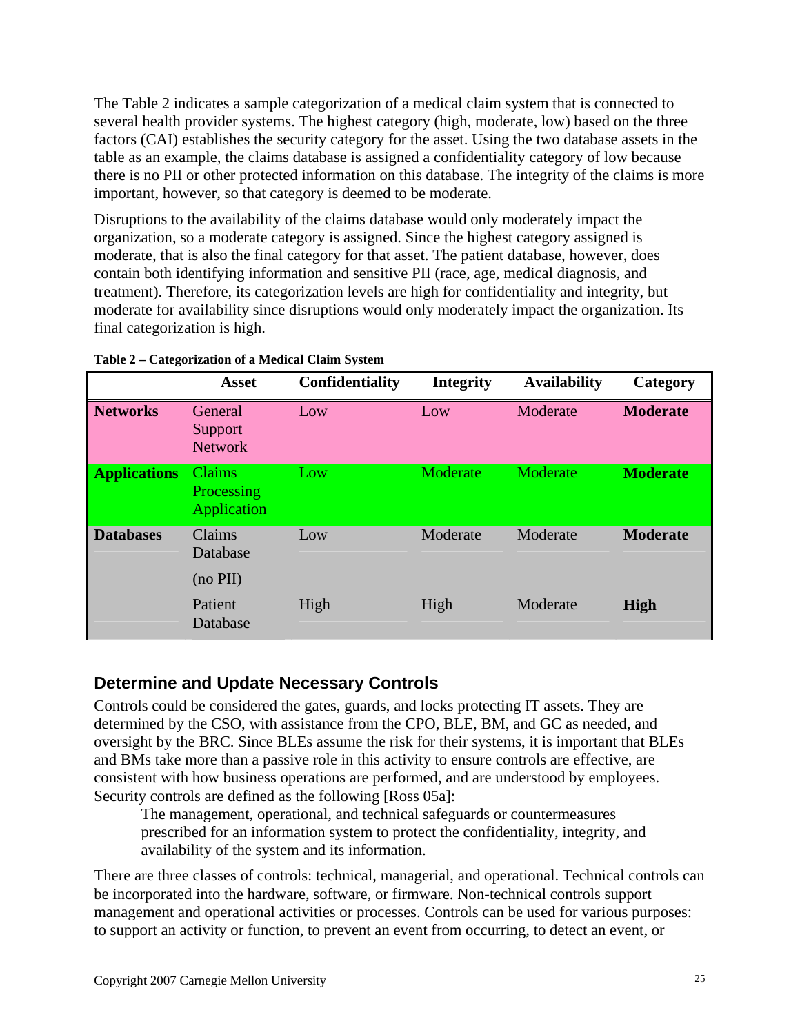The Table 2 indicates a sample categorization of a medical claim system that is connected to several health provider systems. The highest category (high, moderate, low) based on the three factors (CAI) establishes the security category for the asset. Using the two database assets in the table as an example, the claims database is assigned a confidentiality category of low because there is no PII or other protected information on this database. The integrity of the claims is more important, however, so that category is deemed to be moderate.

Disruptions to the availability of the claims database would only moderately impact the organization, so a moderate category is assigned. Since the highest category assigned is moderate, that is also the final category for that asset. The patient database, however, does contain both identifying information and sensitive PII (race, age, medical diagnosis, and treatment). Therefore, its categorization levels are high for confidentiality and integrity, but moderate for availability since disruptions would only moderately impact the organization. Its final categorization is high.

**Table 2 – Categorization of a Medical Claim System**

| | Asset | Confidentiality | Integrity | Availability | Category |
|---|---|---|---|---|---|
| **Networks** | General Support Network | Low | Low | Moderate | **Moderate** |
| **Applications** | Claims Processing Application | Low | Moderate | Moderate | **Moderate** |
| **Databases** | Claims Database (no PII) | Low | Moderate | Moderate | **Moderate** |
| | Patient Database | High | High | Moderate | **High** |

## Determine and Update Necessary Controls

Controls could be considered the gates, guards, and locks protecting IT assets. They are determined by the CSO, with assistance from the CPO, BLE, BM, and GC as needed, and oversight by the BRC. Since BLEs assume the risk for their systems, it is important that BLEs and BMs take more than a passive role in this activity to ensure controls are effective, are consistent with how business operations are performed, and are understood by employees. Security controls are defined as the following [Ross 05a]:

> The management, operational, and technical safeguards or countermeasures prescribed for an information system to protect the confidentiality, integrity, and availability of the system and its information.

There are three classes of controls: technical, managerial, and operational. Technical controls can be incorporated into the hardware, software, or firmware. Non-technical controls support management and operational activities or processes. Controls can be used for various purposes: to support an activity or function, to prevent an event from occurring, to detect an event, or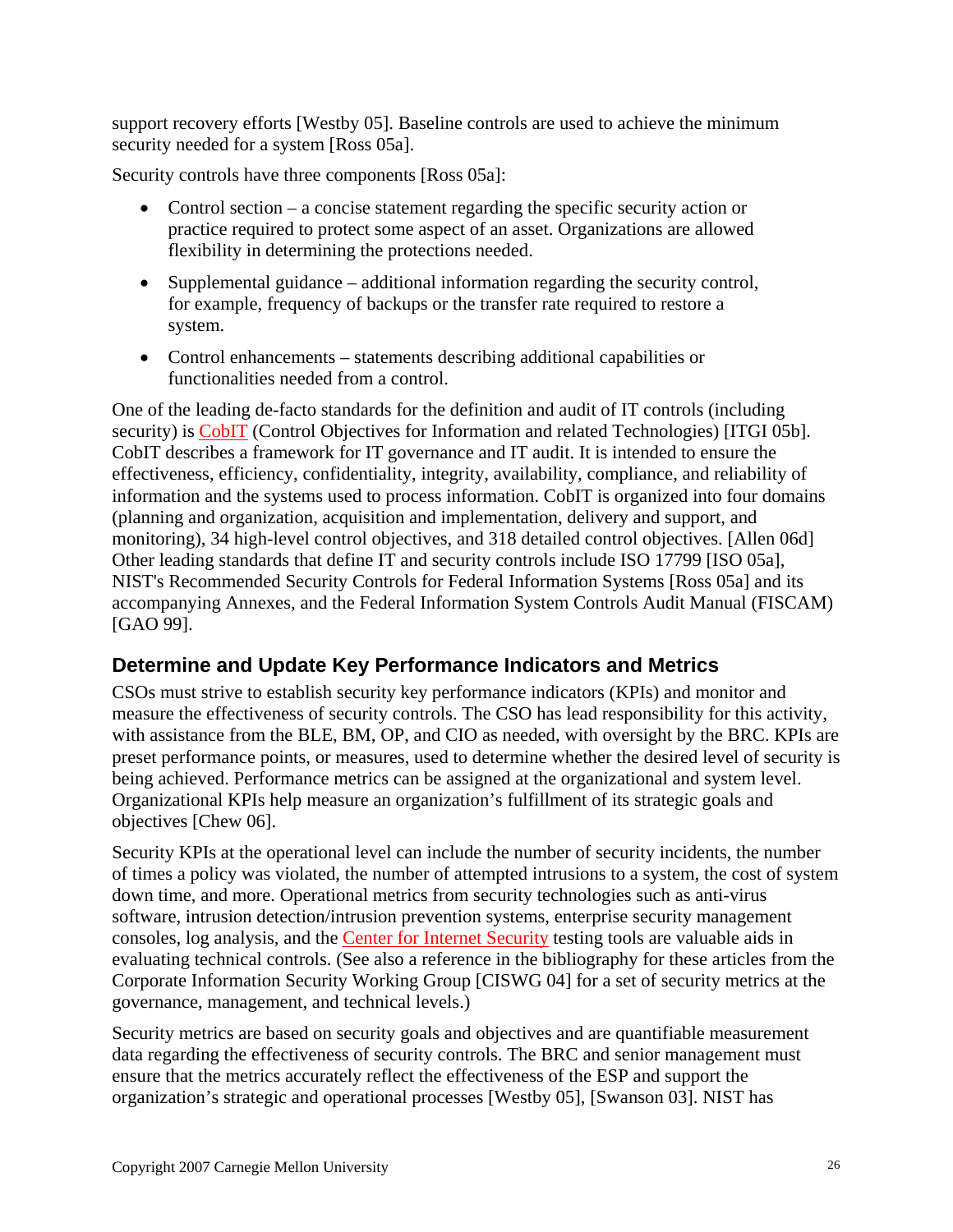support recovery efforts [Westby 05]. Baseline controls are used to achieve the minimum security needed for a system [Ross 05a].

Security controls have three components [Ross 05a]:

- Control section – a concise statement regarding the specific security action or practice required to protect some aspect of an asset. Organizations are allowed flexibility in determining the protections needed.
- Supplemental guidance – additional information regarding the security control, for example, frequency of backups or the transfer rate required to restore a system.
- Control enhancements – statements describing additional capabilities or functionalities needed from a control.

One of the leading de-facto standards for the definition and audit of IT controls (including security) is CobIT (Control Objectives for Information and related Technologies) [ITGI 05b]. CobIT describes a framework for IT governance and IT audit. It is intended to ensure the effectiveness, efficiency, confidentiality, integrity, availability, compliance, and reliability of information and the systems used to process information. CobIT is organized into four domains (planning and organization, acquisition and implementation, delivery and support, and monitoring), 34 high-level control objectives, and 318 detailed control objectives. [Allen 06d] Other leading standards that define IT and security controls include ISO 17799 [ISO 05a], NIST's Recommended Security Controls for Federal Information Systems [Ross 05a] and its accompanying Annexes, and the Federal Information System Controls Audit Manual (FISCAM) [GAO 99].

## Determine and Update Key Performance Indicators and Metrics

CSOs must strive to establish security key performance indicators (KPIs) and monitor and measure the effectiveness of security controls. The CSO has lead responsibility for this activity, with assistance from the BLE, BM, OP, and CIO as needed, with oversight by the BRC. KPIs are preset performance points, or measures, used to determine whether the desired level of security is being achieved. Performance metrics can be assigned at the organizational and system level. Organizational KPIs help measure an organization's fulfillment of its strategic goals and objectives [Chew 06].

Security KPIs at the operational level can include the number of security incidents, the number of times a policy was violated, the number of attempted intrusions to a system, the cost of system down time, and more. Operational metrics from security technologies such as anti-virus software, intrusion detection/intrusion prevention systems, enterprise security management consoles, log analysis, and the Center for Internet Security testing tools are valuable aids in evaluating technical controls. (See also a reference in the bibliography for these articles from the Corporate Information Security Working Group [CISWG 04] for a set of security metrics at the governance, management, and technical levels.)

Security metrics are based on security goals and objectives and are quantifiable measurement data regarding the effectiveness of security controls. The BRC and senior management must ensure that the metrics accurately reflect the effectiveness of the ESP and support the organization's strategic and operational processes [Westby 05], [Swanson 03]. NIST has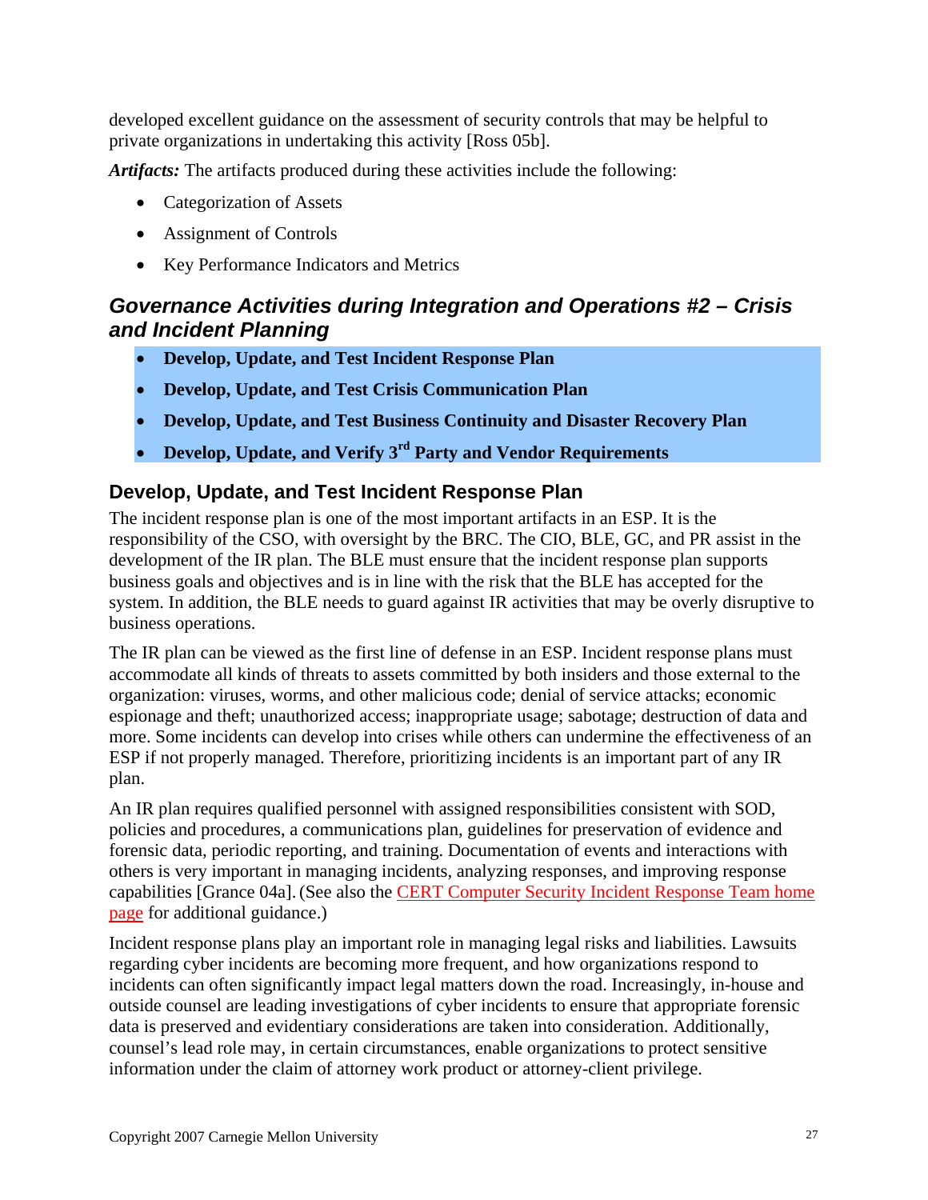developed excellent guidance on the assessment of security controls that may be helpful to private organizations in undertaking this activity [Ross 05b].

***Artifacts:*** The artifacts produced during these activities include the following:

- Categorization of Assets
- Assignment of Controls
- Key Performance Indicators and Metrics

## *Governance Activities during Integration and Operations #2 – Crisis and Incident Planning*

- **Develop, Update, and Test Incident Response Plan**
- **Develop, Update, and Test Crisis Communication Plan**
- **Develop, Update, and Test Business Continuity and Disaster Recovery Plan**
- **Develop, Update, and Verify 3rd Party and Vendor Requirements**

### Develop, Update, and Test Incident Response Plan

The incident response plan is one of the most important artifacts in an ESP. It is the responsibility of the CSO, with oversight by the BRC. The CIO, BLE, GC, and PR assist in the development of the IR plan. The BLE must ensure that the incident response plan supports business goals and objectives and is in line with the risk that the BLE has accepted for the system. In addition, the BLE needs to guard against IR activities that may be overly disruptive to business operations.

The IR plan can be viewed as the first line of defense in an ESP. Incident response plans must accommodate all kinds of threats to assets committed by both insiders and those external to the organization: viruses, worms, and other malicious code; denial of service attacks; economic espionage and theft; unauthorized access; inappropriate usage; sabotage; destruction of data and more. Some incidents can develop into crises while others can undermine the effectiveness of an ESP if not properly managed. Therefore, prioritizing incidents is an important part of any IR plan.

An IR plan requires qualified personnel with assigned responsibilities consistent with SOD, policies and procedures, a communications plan, guidelines for preservation of evidence and forensic data, periodic reporting, and training. Documentation of events and interactions with others is very important in managing incidents, analyzing responses, and improving response capabilities [Grance 04a]. (See also the CERT Computer Security Incident Response Team home page for additional guidance.)

Incident response plans play an important role in managing legal risks and liabilities. Lawsuits regarding cyber incidents are becoming more frequent, and how organizations respond to incidents can often significantly impact legal matters down the road. Increasingly, in-house and outside counsel are leading investigations of cyber incidents to ensure that appropriate forensic data is preserved and evidentiary considerations are taken into consideration. Additionally, counsel's lead role may, in certain circumstances, enable organizations to protect sensitive information under the claim of attorney work product or attorney-client privilege.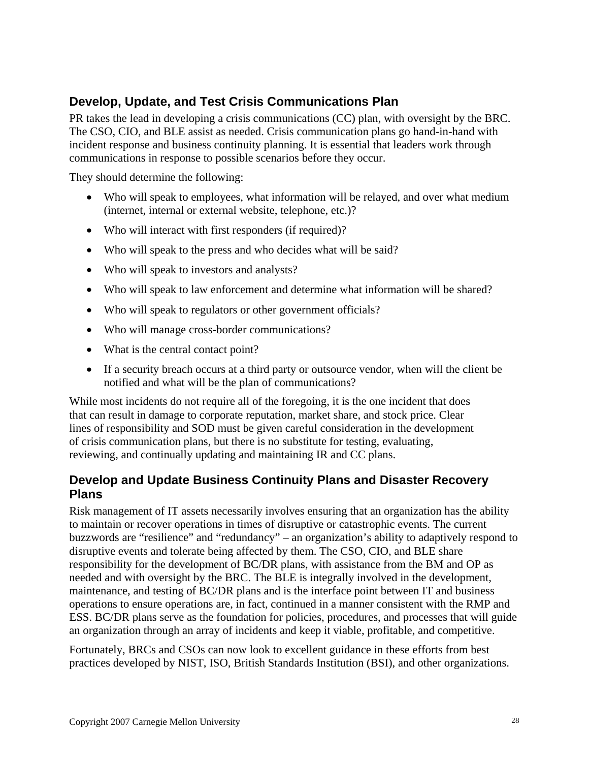## Develop, Update, and Test Crisis Communications Plan

PR takes the lead in developing a crisis communications (CC) plan, with oversight by the BRC. The CSO, CIO, and BLE assist as needed. Crisis communication plans go hand-in-hand with incident response and business continuity planning. It is essential that leaders work through communications in response to possible scenarios before they occur.

They should determine the following:

- Who will speak to employees, what information will be relayed, and over what medium (internet, internal or external website, telephone, etc.)?
- Who will interact with first responders (if required)?
- Who will speak to the press and who decides what will be said?
- Who will speak to investors and analysts?
- Who will speak to law enforcement and determine what information will be shared?
- Who will speak to regulators or other government officials?
- Who will manage cross-border communications?
- What is the central contact point?
- If a security breach occurs at a third party or outsource vendor, when will the client be notified and what will be the plan of communications?

While most incidents do not require all of the foregoing, it is the one incident that does that can result in damage to corporate reputation, market share, and stock price. Clear lines of responsibility and SOD must be given careful consideration in the development of crisis communication plans, but there is no substitute for testing, evaluating, reviewing, and continually updating and maintaining IR and CC plans.

## Develop and Update Business Continuity Plans and Disaster Recovery Plans

Risk management of IT assets necessarily involves ensuring that an organization has the ability to maintain or recover operations in times of disruptive or catastrophic events. The current buzzwords are "resilience" and "redundancy" – an organization's ability to adaptively respond to disruptive events and tolerate being affected by them. The CSO, CIO, and BLE share responsibility for the development of BC/DR plans, with assistance from the BM and OP as needed and with oversight by the BRC. The BLE is integrally involved in the development, maintenance, and testing of BC/DR plans and is the interface point between IT and business operations to ensure operations are, in fact, continued in a manner consistent with the RMP and ESS. BC/DR plans serve as the foundation for policies, procedures, and processes that will guide an organization through an array of incidents and keep it viable, profitable, and competitive.

Fortunately, BRCs and CSOs can now look to excellent guidance in these efforts from best practices developed by NIST, ISO, British Standards Institution (BSI), and other organizations.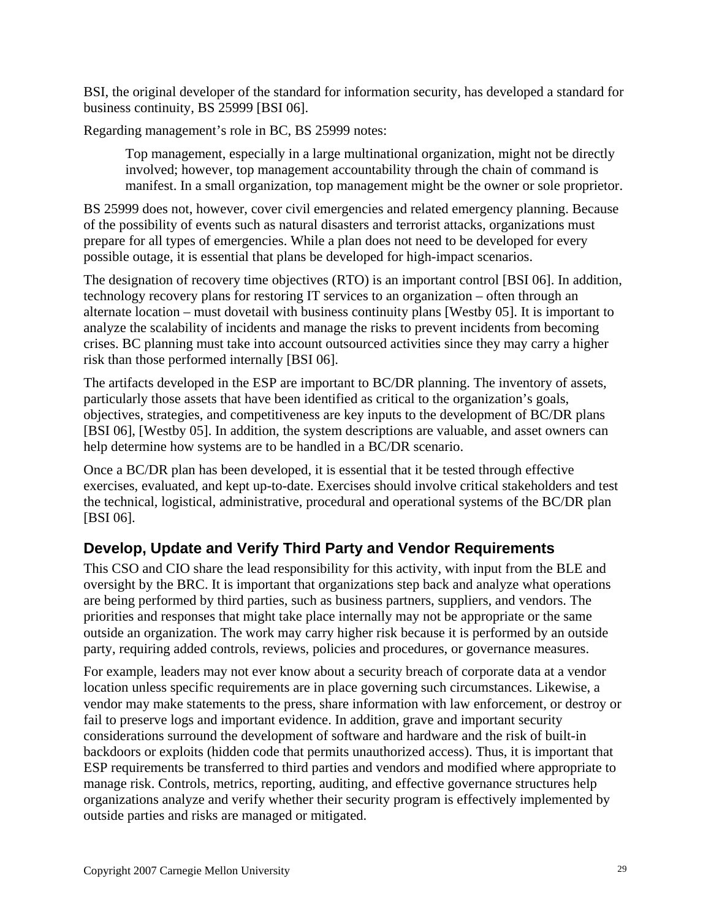BSI, the original developer of the standard for information security, has developed a standard for business continuity, BS 25999 [BSI 06].

Regarding management's role in BC, BS 25999 notes:

> Top management, especially in a large multinational organization, might not be directly involved; however, top management accountability through the chain of command is manifest. In a small organization, top management might be the owner or sole proprietor.

BS 25999 does not, however, cover civil emergencies and related emergency planning. Because of the possibility of events such as natural disasters and terrorist attacks, organizations must prepare for all types of emergencies. While a plan does not need to be developed for every possible outage, it is essential that plans be developed for high-impact scenarios.

The designation of recovery time objectives (RTO) is an important control [BSI 06]. In addition, technology recovery plans for restoring IT services to an organization – often through an alternate location – must dovetail with business continuity plans [Westby 05]. It is important to analyze the scalability of incidents and manage the risks to prevent incidents from becoming crises. BC planning must take into account outsourced activities since they may carry a higher risk than those performed internally [BSI 06].

The artifacts developed in the ESP are important to BC/DR planning. The inventory of assets, particularly those assets that have been identified as critical to the organization's goals, objectives, strategies, and competitiveness are key inputs to the development of BC/DR plans [BSI 06], [Westby 05]. In addition, the system descriptions are valuable, and asset owners can help determine how systems are to be handled in a BC/DR scenario.

Once a BC/DR plan has been developed, it is essential that it be tested through effective exercises, evaluated, and kept up-to-date. Exercises should involve critical stakeholders and test the technical, logistical, administrative, procedural and operational systems of the BC/DR plan [BSI 06].

## Develop, Update and Verify Third Party and Vendor Requirements

This CSO and CIO share the lead responsibility for this activity, with input from the BLE and oversight by the BRC. It is important that organizations step back and analyze what operations are being performed by third parties, such as business partners, suppliers, and vendors. The priorities and responses that might take place internally may not be appropriate or the same outside an organization. The work may carry higher risk because it is performed by an outside party, requiring added controls, reviews, policies and procedures, or governance measures.

For example, leaders may not ever know about a security breach of corporate data at a vendor location unless specific requirements are in place governing such circumstances. Likewise, a vendor may make statements to the press, share information with law enforcement, or destroy or fail to preserve logs and important evidence. In addition, grave and important security considerations surround the development of software and hardware and the risk of built-in backdoors or exploits (hidden code that permits unauthorized access). Thus, it is important that ESP requirements be transferred to third parties and vendors and modified where appropriate to manage risk. Controls, metrics, reporting, auditing, and effective governance structures help organizations analyze and verify whether their security program is effectively implemented by outside parties and risks are managed or mitigated.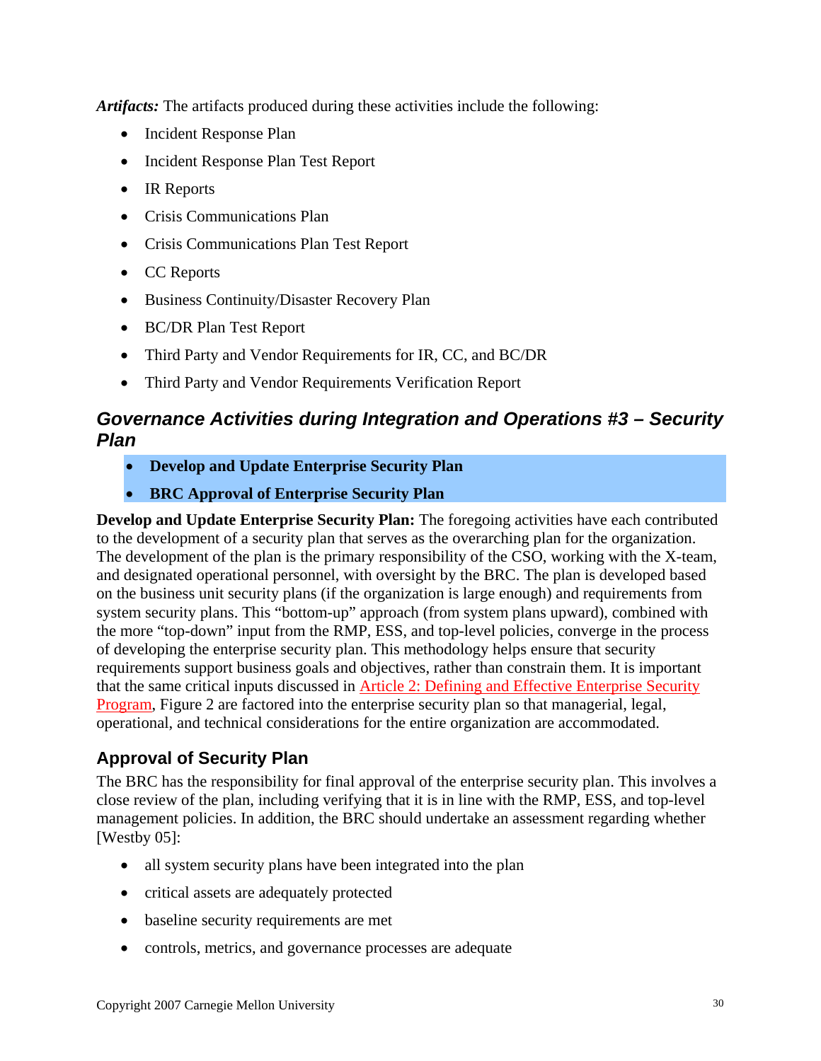***Artifacts:*** The artifacts produced during these activities include the following:

- Incident Response Plan
- Incident Response Plan Test Report
- IR Reports
- Crisis Communications Plan
- Crisis Communications Plan Test Report
- CC Reports
- Business Continuity/Disaster Recovery Plan
- BC/DR Plan Test Report
- Third Party and Vendor Requirements for IR, CC, and BC/DR
- Third Party and Vendor Requirements Verification Report

## *Governance Activities during Integration and Operations #3 – Security Plan*

- **Develop and Update Enterprise Security Plan**
- **BRC Approval of Enterprise Security Plan**

**Develop and Update Enterprise Security Plan:** The foregoing activities have each contributed to the development of a security plan that serves as the overarching plan for the organization. The development of the plan is the primary responsibility of the CSO, working with the X-team, and designated operational personnel, with oversight by the BRC. The plan is developed based on the business unit security plans (if the organization is large enough) and requirements from system security plans. This "bottom-up" approach (from system plans upward), combined with the more "top-down" input from the RMP, ESS, and top-level policies, converge in the process of developing the enterprise security plan. This methodology helps ensure that security requirements support business goals and objectives, rather than constrain them. It is important that the same critical inputs discussed in Article 2: Defining and Effective Enterprise Security Program, Figure 2 are factored into the enterprise security plan so that managerial, legal, operational, and technical considerations for the entire organization are accommodated.

### Approval of Security Plan

The BRC has the responsibility for final approval of the enterprise security plan. This involves a close review of the plan, including verifying that it is in line with the RMP, ESS, and top-level management policies. In addition, the BRC should undertake an assessment regarding whether [Westby 05]:

- all system security plans have been integrated into the plan
- critical assets are adequately protected
- baseline security requirements are met
- controls, metrics, and governance processes are adequate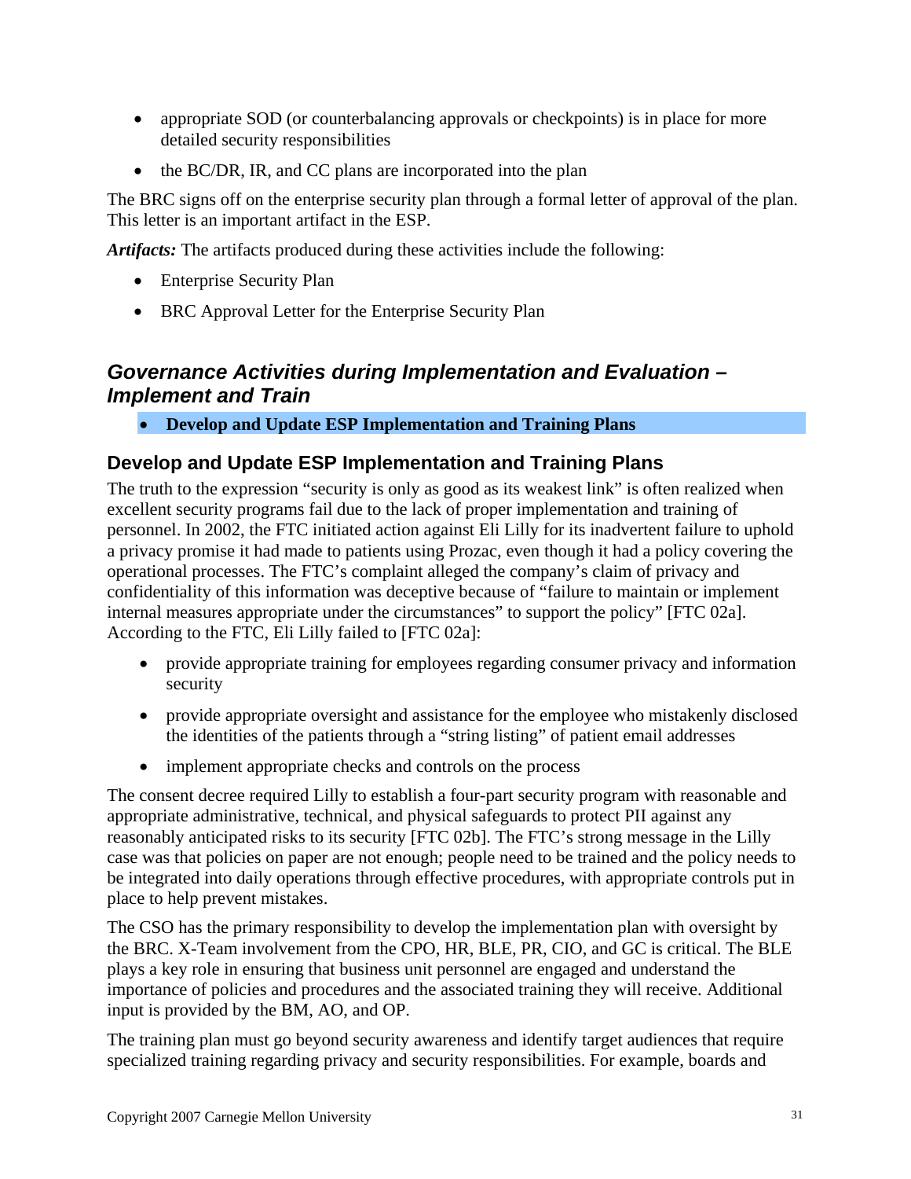- appropriate SOD (or counterbalancing approvals or checkpoints) is in place for more detailed security responsibilities
- the BC/DR, IR, and CC plans are incorporated into the plan

The BRC signs off on the enterprise security plan through a formal letter of approval of the plan. This letter is an important artifact in the ESP.

***Artifacts:*** The artifacts produced during these activities include the following:

- Enterprise Security Plan
- BRC Approval Letter for the Enterprise Security Plan

## *Governance Activities during Implementation and Evaluation – Implement and Train*

- **Develop and Update ESP Implementation and Training Plans**

### Develop and Update ESP Implementation and Training Plans

The truth to the expression "security is only as good as its weakest link" is often realized when excellent security programs fail due to the lack of proper implementation and training of personnel. In 2002, the FTC initiated action against Eli Lilly for its inadvertent failure to uphold a privacy promise it had made to patients using Prozac, even though it had a policy covering the operational processes. The FTC's complaint alleged the company's claim of privacy and confidentiality of this information was deceptive because of "failure to maintain or implement internal measures appropriate under the circumstances" to support the policy" [FTC 02a]. According to the FTC, Eli Lilly failed to [FTC 02a]:

- provide appropriate training for employees regarding consumer privacy and information security
- provide appropriate oversight and assistance for the employee who mistakenly disclosed the identities of the patients through a "string listing" of patient email addresses
- implement appropriate checks and controls on the process

The consent decree required Lilly to establish a four-part security program with reasonable and appropriate administrative, technical, and physical safeguards to protect PII against any reasonably anticipated risks to its security [FTC 02b]. The FTC's strong message in the Lilly case was that policies on paper are not enough; people need to be trained and the policy needs to be integrated into daily operations through effective procedures, with appropriate controls put in place to help prevent mistakes.

The CSO has the primary responsibility to develop the implementation plan with oversight by the BRC. X-Team involvement from the CPO, HR, BLE, PR, CIO, and GC is critical. The BLE plays a key role in ensuring that business unit personnel are engaged and understand the importance of policies and procedures and the associated training they will receive. Additional input is provided by the BM, AO, and OP.

The training plan must go beyond security awareness and identify target audiences that require specialized training regarding privacy and security responsibilities. For example, boards and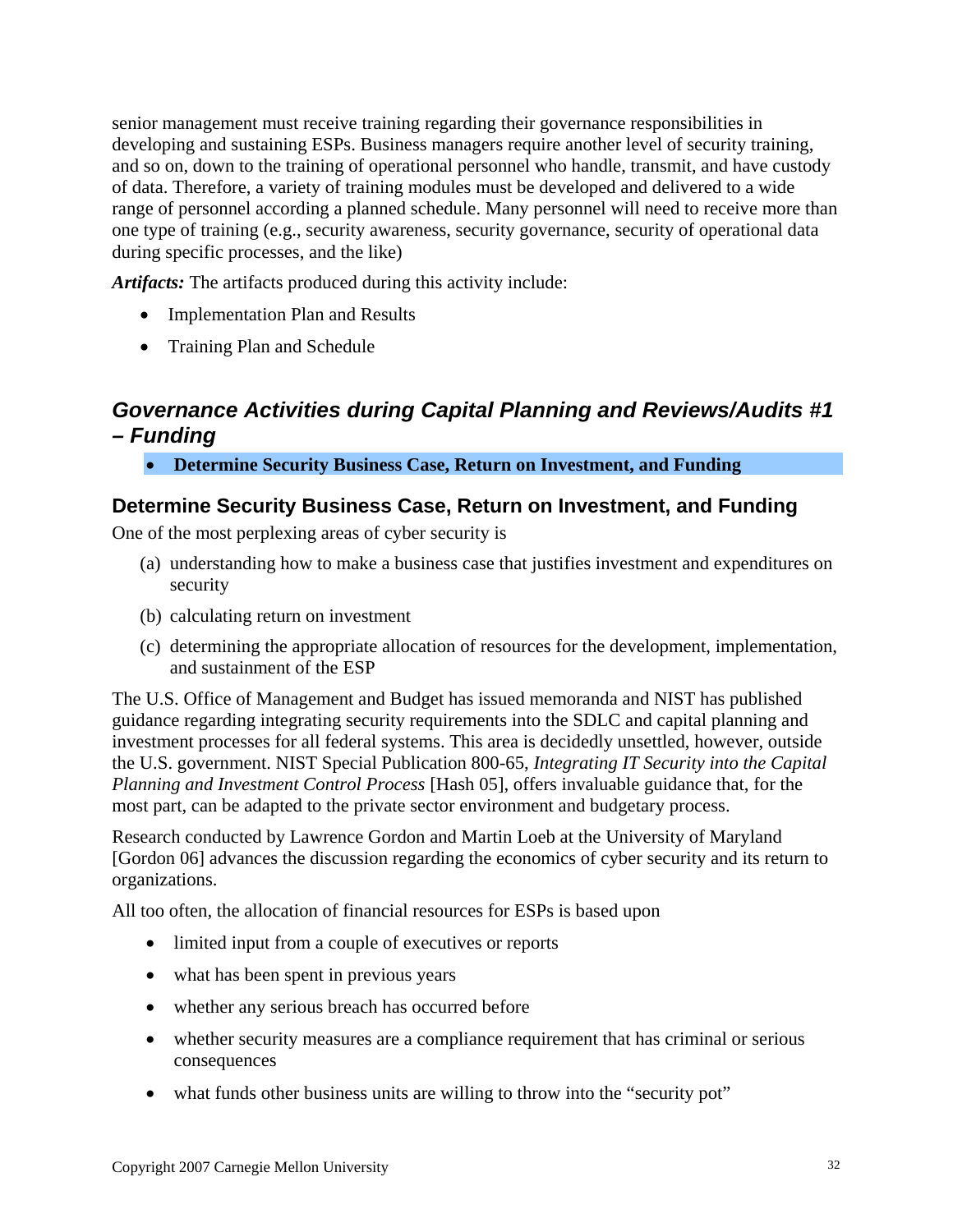senior management must receive training regarding their governance responsibilities in developing and sustaining ESPs. Business managers require another level of security training, and so on, down to the training of operational personnel who handle, transmit, and have custody of data. Therefore, a variety of training modules must be developed and delivered to a wide range of personnel according a planned schedule. Many personnel will need to receive more than one type of training (e.g., security awareness, security governance, security of operational data during specific processes, and the like)

***Artifacts:*** The artifacts produced during this activity include:

- Implementation Plan and Results
- Training Plan and Schedule

## *Governance Activities during Capital Planning and Reviews/Audits #1 – Funding*

- **Determine Security Business Case, Return on Investment, and Funding**

### Determine Security Business Case, Return on Investment, and Funding

One of the most perplexing areas of cyber security is

(a) understanding how to make a business case that justifies investment and expenditures on security

(b) calculating return on investment

(c) determining the appropriate allocation of resources for the development, implementation, and sustainment of the ESP

The U.S. Office of Management and Budget has issued memoranda and NIST has published guidance regarding integrating security requirements into the SDLC and capital planning and investment processes for all federal systems. This area is decidedly unsettled, however, outside the U.S. government. NIST Special Publication 800-65, *Integrating IT Security into the Capital Planning and Investment Control Process* [Hash 05], offers invaluable guidance that, for the most part, can be adapted to the private sector environment and budgetary process.

Research conducted by Lawrence Gordon and Martin Loeb at the University of Maryland [Gordon 06] advances the discussion regarding the economics of cyber security and its return to organizations.

All too often, the allocation of financial resources for ESPs is based upon

- limited input from a couple of executives or reports
- what has been spent in previous years
- whether any serious breach has occurred before
- whether security measures are a compliance requirement that has criminal or serious consequences
- what funds other business units are willing to throw into the "security pot"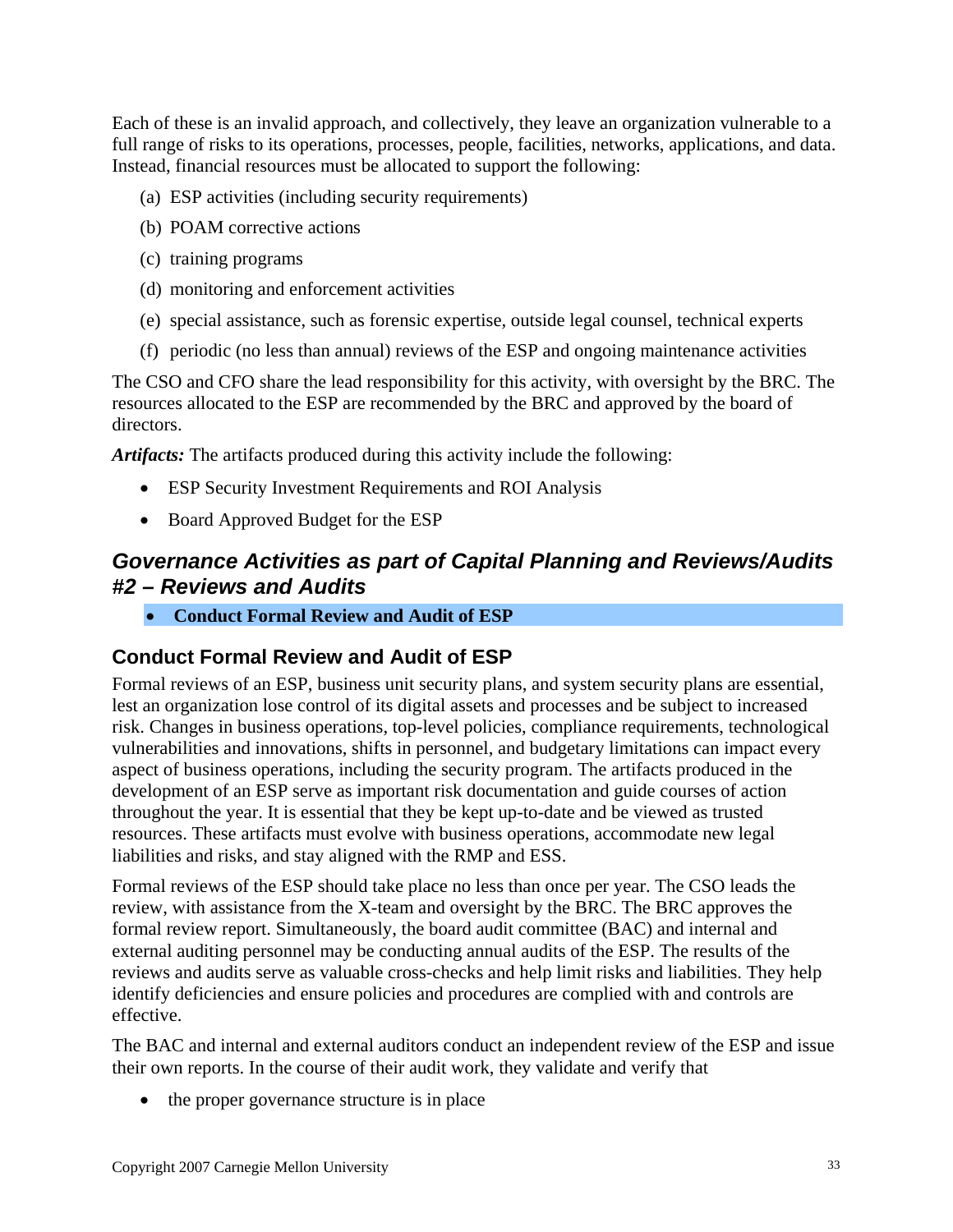Each of these is an invalid approach, and collectively, they leave an organization vulnerable to a full range of risks to its operations, processes, people, facilities, networks, applications, and data. Instead, financial resources must be allocated to support the following:

(a) ESP activities (including security requirements)

(b) POAM corrective actions

(c) training programs

(d) monitoring and enforcement activities

(e) special assistance, such as forensic expertise, outside legal counsel, technical experts

(f) periodic (no less than annual) reviews of the ESP and ongoing maintenance activities

The CSO and CFO share the lead responsibility for this activity, with oversight by the BRC. The resources allocated to the ESP are recommended by the BRC and approved by the board of directors.

***Artifacts:*** The artifacts produced during this activity include the following:

- ESP Security Investment Requirements and ROI Analysis
- Board Approved Budget for the ESP

## *Governance Activities as part of Capital Planning and Reviews/Audits #2 – Reviews and Audits*

- **Conduct Formal Review and Audit of ESP**

### Conduct Formal Review and Audit of ESP

Formal reviews of an ESP, business unit security plans, and system security plans are essential, lest an organization lose control of its digital assets and processes and be subject to increased risk. Changes in business operations, top-level policies, compliance requirements, technological vulnerabilities and innovations, shifts in personnel, and budgetary limitations can impact every aspect of business operations, including the security program. The artifacts produced in the development of an ESP serve as important risk documentation and guide courses of action throughout the year. It is essential that they be kept up-to-date and be viewed as trusted resources. These artifacts must evolve with business operations, accommodate new legal liabilities and risks, and stay aligned with the RMP and ESS.

Formal reviews of the ESP should take place no less than once per year. The CSO leads the review, with assistance from the X-team and oversight by the BRC. The BRC approves the formal review report. Simultaneously, the board audit committee (BAC) and internal and external auditing personnel may be conducting annual audits of the ESP. The results of the reviews and audits serve as valuable cross-checks and help limit risks and liabilities. They help identify deficiencies and ensure policies and procedures are complied with and controls are effective.

The BAC and internal and external auditors conduct an independent review of the ESP and issue their own reports. In the course of their audit work, they validate and verify that

- the proper governance structure is in place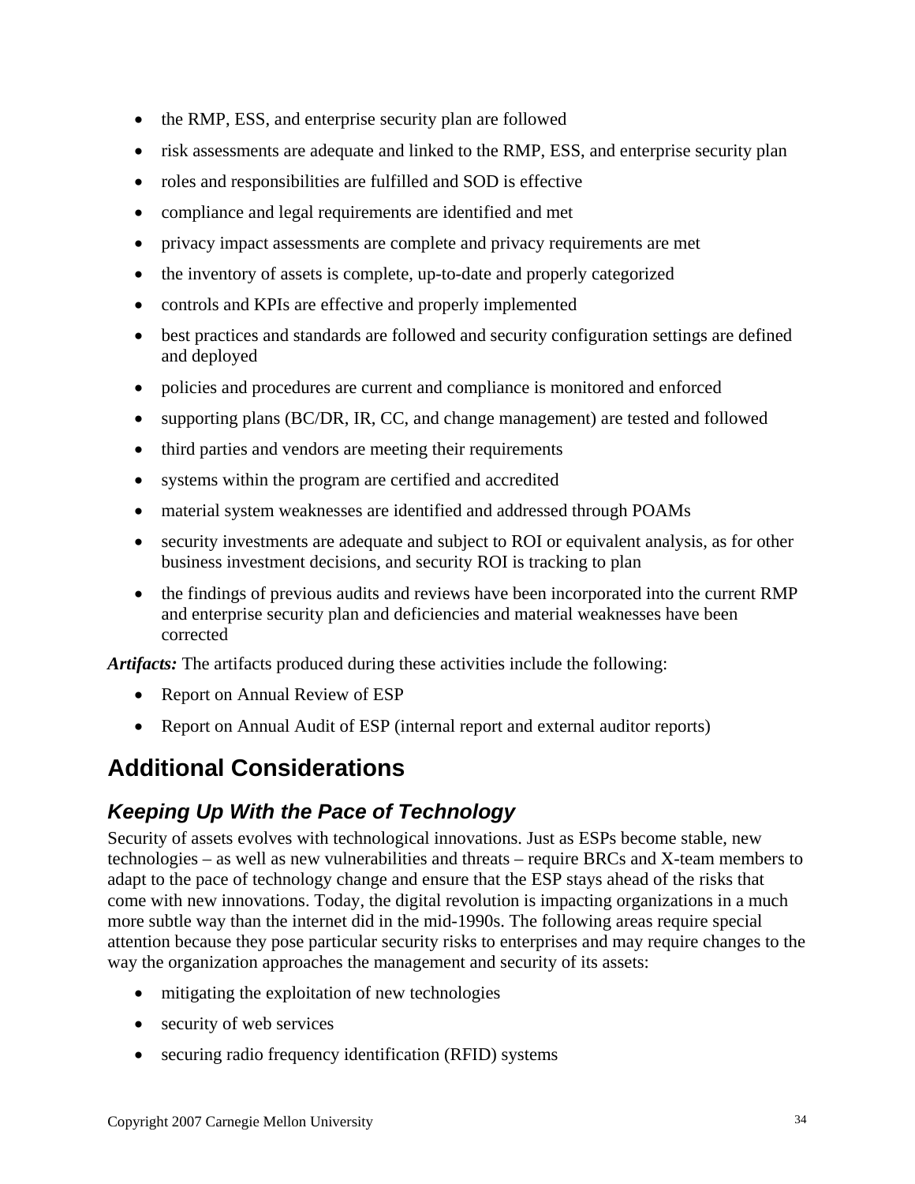- the RMP, ESS, and enterprise security plan are followed
- risk assessments are adequate and linked to the RMP, ESS, and enterprise security plan
- roles and responsibilities are fulfilled and SOD is effective
- compliance and legal requirements are identified and met
- privacy impact assessments are complete and privacy requirements are met
- the inventory of assets is complete, up-to-date and properly categorized
- controls and KPIs are effective and properly implemented
- best practices and standards are followed and security configuration settings are defined and deployed
- policies and procedures are current and compliance is monitored and enforced
- supporting plans (BC/DR, IR, CC, and change management) are tested and followed
- third parties and vendors are meeting their requirements
- systems within the program are certified and accredited
- material system weaknesses are identified and addressed through POAMs
- security investments are adequate and subject to ROI or equivalent analysis, as for other business investment decisions, and security ROI is tracking to plan
- the findings of previous audits and reviews have been incorporated into the current RMP and enterprise security plan and deficiencies and material weaknesses have been corrected

***Artifacts:*** The artifacts produced during these activities include the following:

- Report on Annual Review of ESP
- Report on Annual Audit of ESP (internal report and external auditor reports)

## Additional Considerations

### *Keeping Up With the Pace of Technology*

Security of assets evolves with technological innovations. Just as ESPs become stable, new technologies – as well as new vulnerabilities and threats – require BRCs and X-team members to adapt to the pace of technology change and ensure that the ESP stays ahead of the risks that come with new innovations. Today, the digital revolution is impacting organizations in a much more subtle way than the internet did in the mid-1990s. The following areas require special attention because they pose particular security risks to enterprises and may require changes to the way the organization approaches the management and security of its assets:

- mitigating the exploitation of new technologies
- security of web services
- securing radio frequency identification (RFID) systems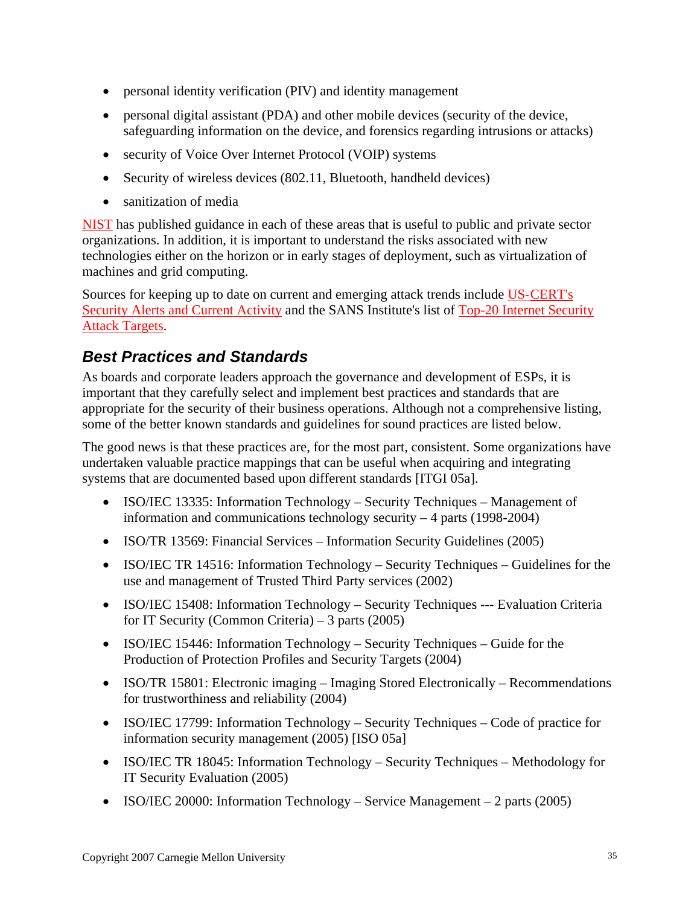- personal identity verification (PIV) and identity management
- personal digital assistant (PDA) and other mobile devices (security of the device, safeguarding information on the device, and forensics regarding intrusions or attacks)
- security of Voice Over Internet Protocol (VOIP) systems
- Security of wireless devices (802.11, Bluetooth, handheld devices)
- sanitization of media

NIST has published guidance in each of these areas that is useful to public and private sector organizations. In addition, it is important to understand the risks associated with new technologies either on the horizon or in early stages of deployment, such as virtualization of machines and grid computing.

Sources for keeping up to date on current and emerging attack trends include US-CERT's Security Alerts and Current Activity and the SANS Institute's list of Top-20 Internet Security Attack Targets.

## *Best Practices and Standards*

As boards and corporate leaders approach the governance and development of ESPs, it is important that they carefully select and implement best practices and standards that are appropriate for the security of their business operations. Although not a comprehensive listing, some of the better known standards and guidelines for sound practices are listed below.

The good news is that these practices are, for the most part, consistent. Some organizations have undertaken valuable practice mappings that can be useful when acquiring and integrating systems that are documented based upon different standards [ITGI 05a].

- ISO/IEC 13335: Information Technology – Security Techniques – Management of information and communications technology security – 4 parts (1998-2004)
- ISO/TR 13569: Financial Services – Information Security Guidelines (2005)
- ISO/IEC TR 14516: Information Technology – Security Techniques – Guidelines for the use and management of Trusted Third Party services (2002)
- ISO/IEC 15408: Information Technology – Security Techniques --- Evaluation Criteria for IT Security (Common Criteria) – 3 parts (2005)
- ISO/IEC 15446: Information Technology – Security Techniques – Guide for the Production of Protection Profiles and Security Targets (2004)
- ISO/TR 15801: Electronic imaging – Imaging Stored Electronically – Recommendations for trustworthiness and reliability (2004)
- ISO/IEC 17799: Information Technology – Security Techniques – Code of practice for information security management (2005) [ISO 05a]
- ISO/IEC TR 18045: Information Technology – Security Techniques – Methodology for IT Security Evaluation (2005)
- ISO/IEC 20000: Information Technology – Service Management – 2 parts (2005)

Copyright 2007 Carnegie Mellon University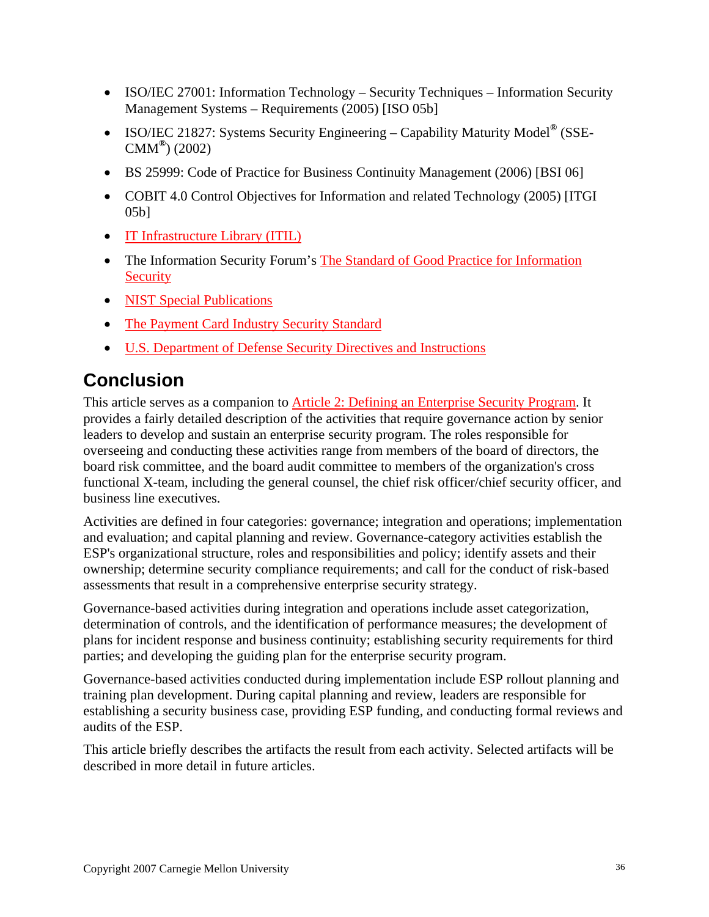- ISO/IEC 27001: Information Technology – Security Techniques – Information Security Management Systems – Requirements (2005) [ISO 05b]
- ISO/IEC 21827: Systems Security Engineering – Capability Maturity Model® (SSE-CMM®) (2002)
- BS 25999: Code of Practice for Business Continuity Management (2006) [BSI 06]
- COBIT 4.0 Control Objectives for Information and related Technology (2005) [ITGI 05b]
- IT Infrastructure Library (ITIL)
- The Information Security Forum's The Standard of Good Practice for Information Security
- NIST Special Publications
- The Payment Card Industry Security Standard
- U.S. Department of Defense Security Directives and Instructions

## Conclusion

This article serves as a companion to Article 2: Defining an Enterprise Security Program. It provides a fairly detailed description of the activities that require governance action by senior leaders to develop and sustain an enterprise security program. The roles responsible for overseeing and conducting these activities range from members of the board of directors, the board risk committee, and the board audit committee to members of the organization's cross functional X-team, including the general counsel, the chief risk officer/chief security officer, and business line executives.

Activities are defined in four categories: governance; integration and operations; implementation and evaluation; and capital planning and review. Governance-category activities establish the ESP's organizational structure, roles and responsibilities and policy; identify assets and their ownership; determine security compliance requirements; and call for the conduct of risk-based assessments that result in a comprehensive enterprise security strategy.

Governance-based activities during integration and operations include asset categorization, determination of controls, and the identification of performance measures; the development of plans for incident response and business continuity; establishing security requirements for third parties; and developing the guiding plan for the enterprise security program.

Governance-based activities conducted during implementation include ESP rollout planning and training plan development. During capital planning and review, leaders are responsible for establishing a security business case, providing ESP funding, and conducting formal reviews and audits of the ESP.

This article briefly describes the artifacts the result from each activity. Selected artifacts will be described in more detail in future articles.